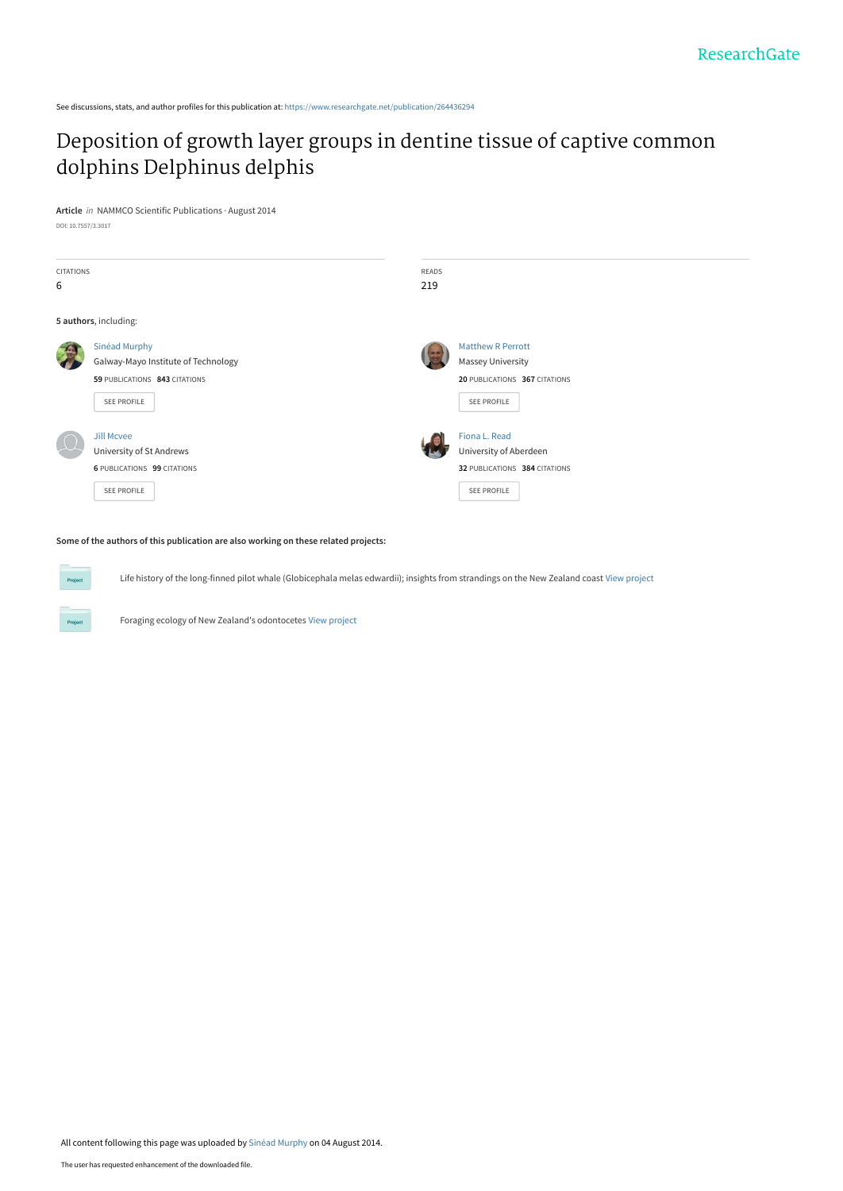See discussions, stats, and author profiles for this publication at: https://www.researchgate.net/publication/264436294

# Deposition of growth layer groups in dentine tissue of captive common dolphins Delphinus delphis

**Article** *in* NAMMCO Scientific Publications · August 2014

DOI: 10.7557/3.3017

| CITATIONS | READS |
|---|---|
| 6 | 219 |

**5 authors**, including:

**Sinéad Murphy**
Galway-Mayo Institute of Technology
59 PUBLICATIONS 843 CITATIONS
SEE PROFILE

**Matthew R Perrott**
Massey University
20 PUBLICATIONS 367 CITATIONS
SEE PROFILE

**Jill Mcvee**
University of St Andrews
6 PUBLICATIONS 99 CITATIONS
SEE PROFILE

**Fiona L. Read**
University of Aberdeen
32 PUBLICATIONS 384 CITATIONS
SEE PROFILE

**Some of the authors of this publication are also working on these related projects:**

Life history of the long-finned pilot whale (Globicephala melas edwardii); insights from strandings on the New Zealand coast View project

Foraging ecology of New Zealand's odontocetes View project

All content following this page was uploaded by Sinéad Murphy on 04 August 2014.

The user has requested enhancement of the downloaded file.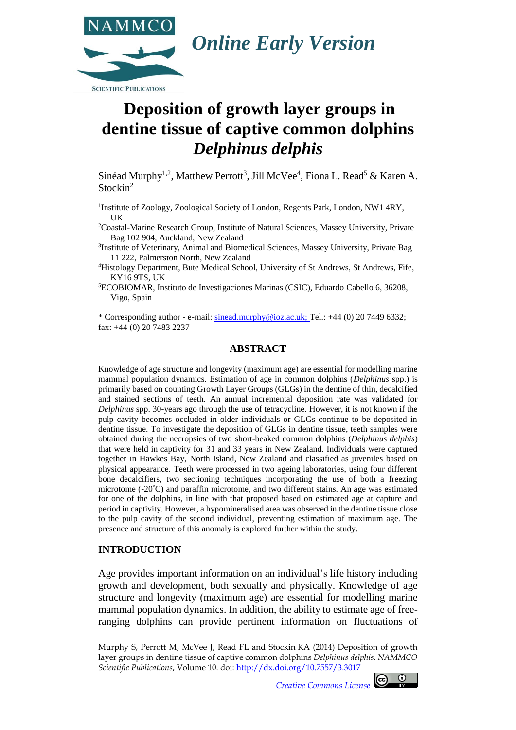# Deposition of growth layer groups in dentine tissue of captive common dolphins *Delphinus delphis*

Sinéad Murphy[1,2], Matthew Perrott[3], Jill McVee[4], Fiona L. Read[5] & Karen A. Stockin[2]

[1]Institute of Zoology, Zoological Society of London, Regents Park, London, NW1 4RY, UK

[2]Coastal-Marine Research Group, Institute of Natural Sciences, Massey University, Private Bag 102 904, Auckland, New Zealand

[3]Institute of Veterinary, Animal and Biomedical Sciences, Massey University, Private Bag 11 222, Palmerston North, New Zealand

[4]Histology Department, Bute Medical School, University of St Andrews, St Andrews, Fife, KY16 9TS, UK

[5]ECOBIOMAR, Instituto de Investigaciones Marinas (CSIC), Eduardo Cabello 6, 36208, Vigo, Spain

\* Corresponding author - e-mail: sinead.murphy@ioz.ac.uk; Tel.: +44 (0) 20 7449 6332; fax: +44 (0) 20 7483 2237

## ABSTRACT

Knowledge of age structure and longevity (maximum age) are essential for modelling marine mammal population dynamics. Estimation of age in common dolphins (*Delphinus* spp.) is primarily based on counting Growth Layer Groups (GLGs) in the dentine of thin, decalcified and stained sections of teeth. An annual incremental deposition rate was validated for *Delphinus* spp. 30-years ago through the use of tetracycline. However, it is not known if the pulp cavity becomes occluded in older individuals or GLGs continue to be deposited in dentine tissue. To investigate the deposition of GLGs in dentine tissue, teeth samples were obtained during the necropsies of two short-beaked common dolphins (*Delphinus delphis*) that were held in captivity for 31 and 33 years in New Zealand. Individuals were captured together in Hawkes Bay, North Island, New Zealand and classified as juveniles based on physical appearance. Teeth were processed in two ageing laboratories, using four different bone decalcifiers, two sectioning techniques incorporating the use of both a freezing microtome (-20°C) and paraffin microtome, and two different stains. An age was estimated for one of the dolphins, in line with that proposed based on estimated age at capture and period in captivity. However, a hypomineralised area was observed in the dentine tissue close to the pulp cavity of the second individual, preventing estimation of maximum age. The presence and structure of this anomaly is explored further within the study.

## INTRODUCTION

Age provides important information on an individual's life history including growth and development, both sexually and physically. Knowledge of age structure and longevity (maximum age) are essential for modelling marine mammal population dynamics. In addition, the ability to estimate age of free-ranging dolphins can provide pertinent information on fluctuations of

Murphy S, Perrott M, McVee J, Read FL and Stockin KA (2014) Deposition of growth layer groups in dentine tissue of captive common dolphins *Delphinus delphis*. *NAMMCO Scientific Publications*, Volume 10. doi: http://dx.doi.org/10.7557/3.3017

Creative Commons License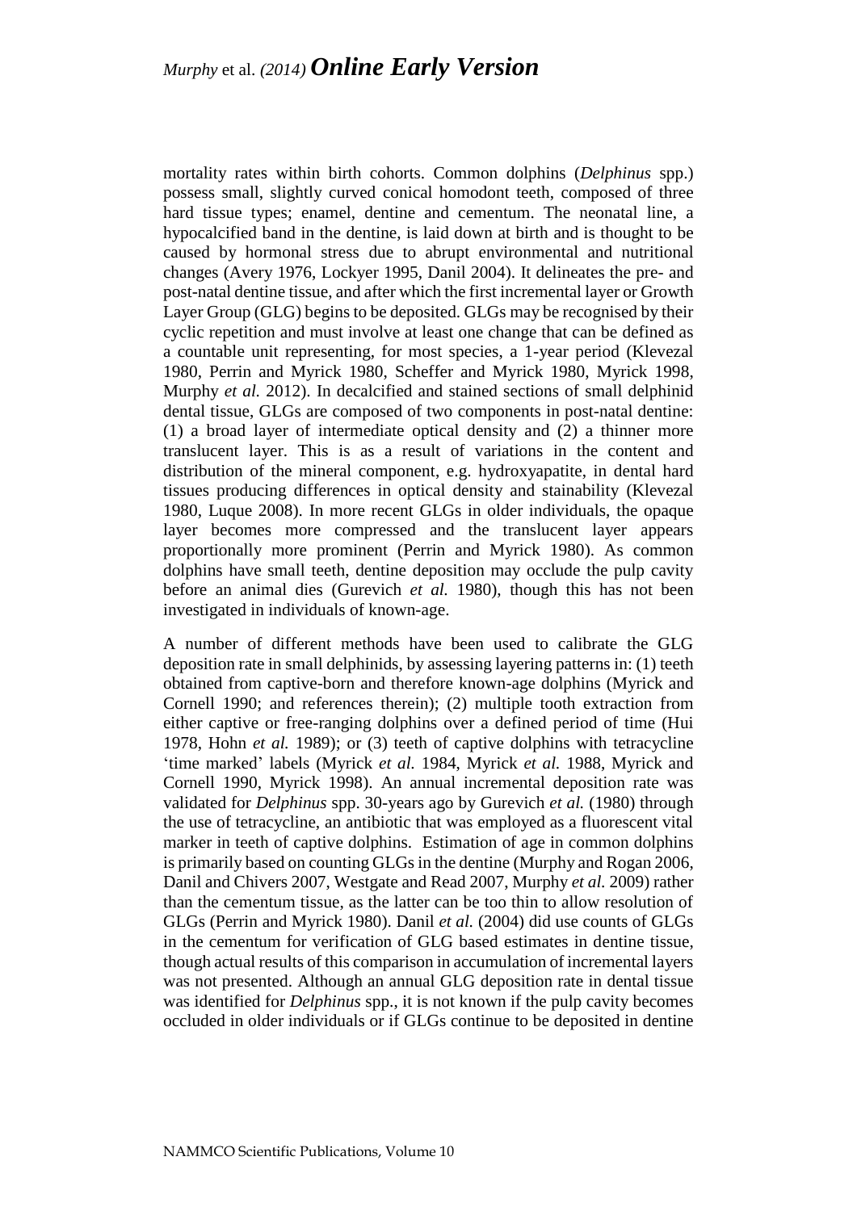mortality rates within birth cohorts. Common dolphins (*Delphinus* spp.) possess small, slightly curved conical homodont teeth, composed of three hard tissue types; enamel, dentine and cementum. The neonatal line, a hypocalcified band in the dentine, is laid down at birth and is thought to be caused by hormonal stress due to abrupt environmental and nutritional changes (Avery 1976, Lockyer 1995, Danil 2004). It delineates the pre- and post-natal dentine tissue, and after which the first incremental layer or Growth Layer Group (GLG) begins to be deposited. GLGs may be recognised by their cyclic repetition and must involve at least one change that can be defined as a countable unit representing, for most species, a 1-year period (Klevezal 1980, Perrin and Myrick 1980, Scheffer and Myrick 1980, Myrick 1998, Murphy *et al.* 2012). In decalcified and stained sections of small delphinid dental tissue, GLGs are composed of two components in post-natal dentine: (1) a broad layer of intermediate optical density and (2) a thinner more translucent layer. This is as a result of variations in the content and distribution of the mineral component, e.g. hydroxyapatite, in dental hard tissues producing differences in optical density and stainability (Klevezal 1980, Luque 2008). In more recent GLGs in older individuals, the opaque layer becomes more compressed and the translucent layer appears proportionally more prominent (Perrin and Myrick 1980). As common dolphins have small teeth, dentine deposition may occlude the pulp cavity before an animal dies (Gurevich *et al.* 1980), though this has not been investigated in individuals of known-age.

A number of different methods have been used to calibrate the GLG deposition rate in small delphinids, by assessing layering patterns in: (1) teeth obtained from captive-born and therefore known-age dolphins (Myrick and Cornell 1990; and references therein); (2) multiple tooth extraction from either captive or free-ranging dolphins over a defined period of time (Hui 1978, Hohn *et al.* 1989); or (3) teeth of captive dolphins with tetracycline 'time marked' labels (Myrick *et al.* 1984, Myrick *et al.* 1988, Myrick and Cornell 1990, Myrick 1998). An annual incremental deposition rate was validated for *Delphinus* spp. 30-years ago by Gurevich *et al.* (1980) through the use of tetracycline, an antibiotic that was employed as a fluorescent vital marker in teeth of captive dolphins. Estimation of age in common dolphins is primarily based on counting GLGs in the dentine (Murphy and Rogan 2006, Danil and Chivers 2007, Westgate and Read 2007, Murphy *et al.* 2009) rather than the cementum tissue, as the latter can be too thin to allow resolution of GLGs (Perrin and Myrick 1980). Danil *et al.* (2004) did use counts of GLGs in the cementum for verification of GLG based estimates in dentine tissue, though actual results of this comparison in accumulation of incremental layers was not presented. Although an annual GLG deposition rate in dental tissue was identified for *Delphinus* spp., it is not known if the pulp cavity becomes occluded in older individuals or if GLGs continue to be deposited in dentine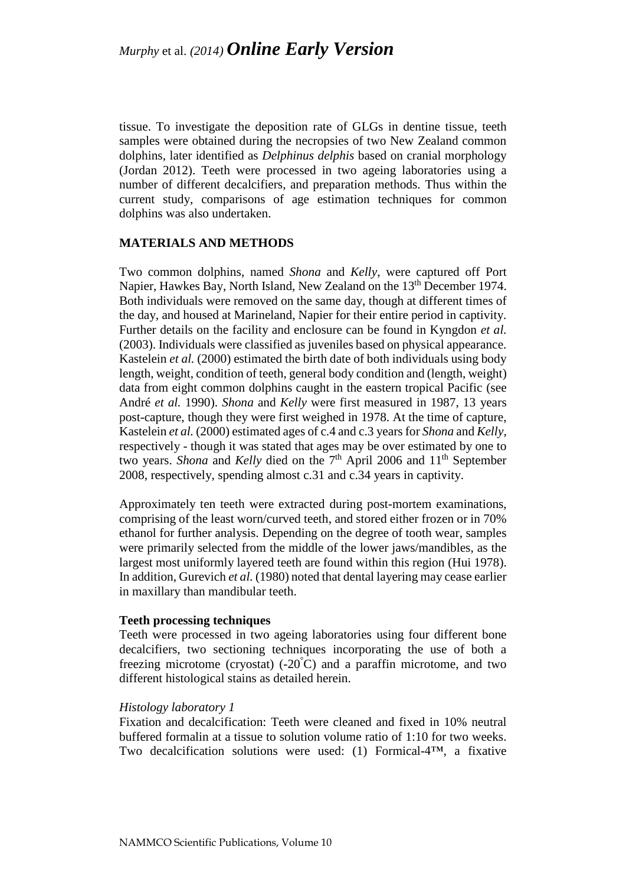tissue. To investigate the deposition rate of GLGs in dentine tissue, teeth samples were obtained during the necropsies of two New Zealand common dolphins, later identified as *Delphinus delphis* based on cranial morphology (Jordan 2012). Teeth were processed in two ageing laboratories using a number of different decalcifiers, and preparation methods. Thus within the current study, comparisons of age estimation techniques for common dolphins was also undertaken.

## MATERIALS AND METHODS

Two common dolphins, named *Shona* and *Kelly*, were captured off Port Napier, Hawkes Bay, North Island, New Zealand on the 13th December 1974. Both individuals were removed on the same day, though at different times of the day, and housed at Marineland, Napier for their entire period in captivity. Further details on the facility and enclosure can be found in Kyngdon *et al.* (2003). Individuals were classified as juveniles based on physical appearance. Kastelein *et al.* (2000) estimated the birth date of both individuals using body length, weight, condition of teeth, general body condition and (length, weight) data from eight common dolphins caught in the eastern tropical Pacific (see André *et al.* 1990). *Shona* and *Kelly* were first measured in 1987, 13 years post-capture, though they were first weighed in 1978. At the time of capture, Kastelein *et al.* (2000) estimated ages of c.4 and c.3 years for *Shona* and *Kelly*, respectively - though it was stated that ages may be over estimated by one to two years. *Shona* and *Kelly* died on the 7th April 2006 and 11th September 2008, respectively, spending almost c.31 and c.34 years in captivity.

Approximately ten teeth were extracted during post-mortem examinations, comprising of the least worn/curved teeth, and stored either frozen or in 70% ethanol for further analysis. Depending on the degree of tooth wear, samples were primarily selected from the middle of the lower jaws/mandibles, as the largest most uniformly layered teeth are found within this region (Hui 1978). In addition, Gurevich *et al.* (1980) noted that dental layering may cease earlier in maxillary than mandibular teeth.

### Teeth processing techniques

Teeth were processed in two ageing laboratories using four different bone decalcifiers, two sectioning techniques incorporating the use of both a freezing microtome (cryostat) (-20°C) and a paraffin microtome, and two different histological stains as detailed herein.

#### *Histology laboratory 1*

Fixation and decalcification: Teeth were cleaned and fixed in 10% neutral buffered formalin at a tissue to solution volume ratio of 1:10 for two weeks. Two decalcification solutions were used: (1) Formical-4™, a fixative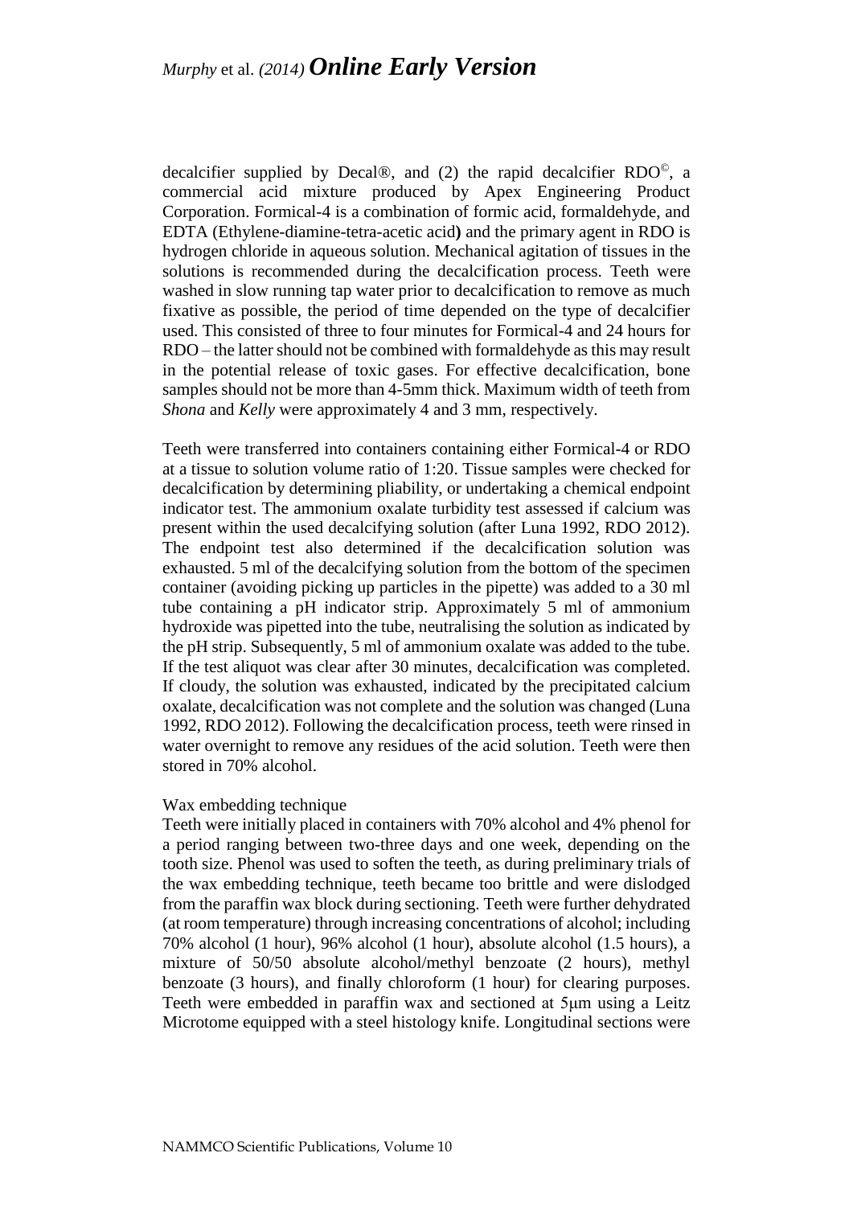decalcifier supplied by Decal®, and (2) the rapid decalcifier RDO©, a commercial acid mixture produced by Apex Engineering Product Corporation. Formical-4 is a combination of formic acid, formaldehyde, and EDTA (Ethylene-diamine-tetra-acetic acid**)** and the primary agent in RDO is hydrogen chloride in aqueous solution. Mechanical agitation of tissues in the solutions is recommended during the decalcification process. Teeth were washed in slow running tap water prior to decalcification to remove as much fixative as possible, the period of time depended on the type of decalcifier used. This consisted of three to four minutes for Formical-4 and 24 hours for RDO – the latter should not be combined with formaldehyde as this may result in the potential release of toxic gases. For effective decalcification, bone samples should not be more than 4-5mm thick. Maximum width of teeth from *Shona* and *Kelly* were approximately 4 and 3 mm, respectively.

Teeth were transferred into containers containing either Formical-4 or RDO at a tissue to solution volume ratio of 1:20. Tissue samples were checked for decalcification by determining pliability, or undertaking a chemical endpoint indicator test. The ammonium oxalate turbidity test assessed if calcium was present within the used decalcifying solution (after Luna 1992, RDO 2012). The endpoint test also determined if the decalcification solution was exhausted. 5 ml of the decalcifying solution from the bottom of the specimen container (avoiding picking up particles in the pipette) was added to a 30 ml tube containing a pH indicator strip. Approximately 5 ml of ammonium hydroxide was pipetted into the tube, neutralising the solution as indicated by the pH strip. Subsequently, 5 ml of ammonium oxalate was added to the tube. If the test aliquot was clear after 30 minutes, decalcification was completed. If cloudy, the solution was exhausted, indicated by the precipitated calcium oxalate, decalcification was not complete and the solution was changed (Luna 1992, RDO 2012). Following the decalcification process, teeth were rinsed in water overnight to remove any residues of the acid solution. Teeth were then stored in 70% alcohol.

Wax embedding technique

Teeth were initially placed in containers with 70% alcohol and 4% phenol for a period ranging between two-three days and one week, depending on the tooth size. Phenol was used to soften the teeth, as during preliminary trials of the wax embedding technique, teeth became too brittle and were dislodged from the paraffin wax block during sectioning. Teeth were further dehydrated (at room temperature) through increasing concentrations of alcohol; including 70% alcohol (1 hour), 96% alcohol (1 hour), absolute alcohol (1.5 hours), a mixture of 50/50 absolute alcohol/methyl benzoate (2 hours), methyl benzoate (3 hours), and finally chloroform (1 hour) for clearing purposes. Teeth were embedded in paraffin wax and sectioned at 5μm using a Leitz Microtome equipped with a steel histology knife. Longitudinal sections were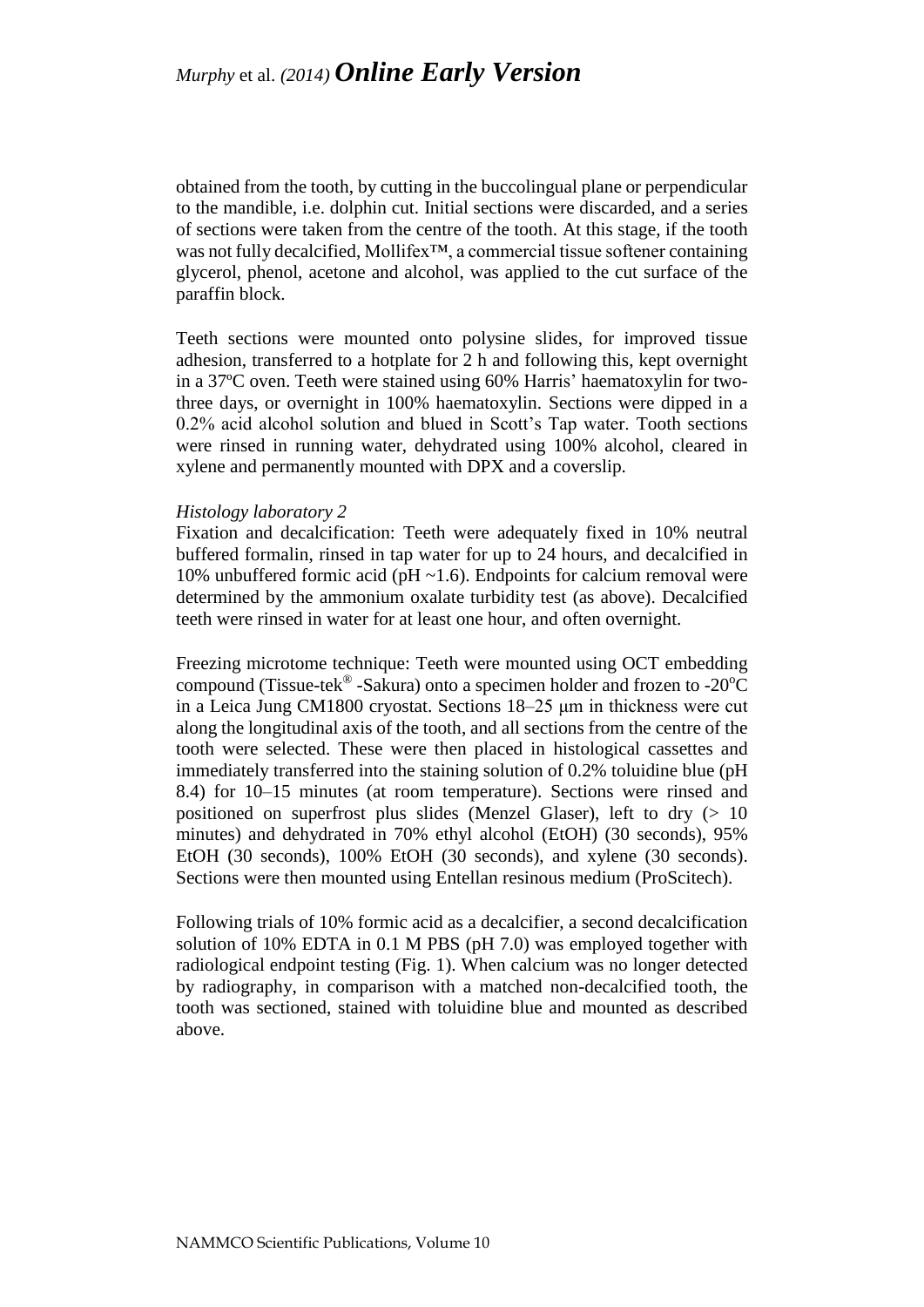obtained from the tooth, by cutting in the buccolingual plane or perpendicular to the mandible, i.e. dolphin cut. Initial sections were discarded, and a series of sections were taken from the centre of the tooth. At this stage, if the tooth was not fully decalcified, Mollifex™, a commercial tissue softener containing glycerol, phenol, acetone and alcohol, was applied to the cut surface of the paraffin block.

Teeth sections were mounted onto polysine slides, for improved tissue adhesion, transferred to a hotplate for 2 h and following this, kept overnight in a 37ºC oven. Teeth were stained using 60% Harris' haematoxylin for two-three days, or overnight in 100% haematoxylin. Sections were dipped in a 0.2% acid alcohol solution and blued in Scott's Tap water. Tooth sections were rinsed in running water, dehydrated using 100% alcohol, cleared in xylene and permanently mounted with DPX and a coverslip.

*Histology laboratory 2*

Fixation and decalcification: Teeth were adequately fixed in 10% neutral buffered formalin, rinsed in tap water for up to 24 hours, and decalcified in 10% unbuffered formic acid (pH ~1.6). Endpoints for calcium removal were determined by the ammonium oxalate turbidity test (as above). Decalcified teeth were rinsed in water for at least one hour, and often overnight.

Freezing microtome technique: Teeth were mounted using OCT embedding compound (Tissue-tek® -Sakura) onto a specimen holder and frozen to -20ºC in a Leica Jung CM1800 cryostat. Sections 18–25 μm in thickness were cut along the longitudinal axis of the tooth, and all sections from the centre of the tooth were selected. These were then placed in histological cassettes and immediately transferred into the staining solution of 0.2% toluidine blue (pH 8.4) for 10–15 minutes (at room temperature). Sections were rinsed and positioned on superfrost plus slides (Menzel Glaser), left to dry (> 10 minutes) and dehydrated in 70% ethyl alcohol (EtOH) (30 seconds), 95% EtOH (30 seconds), 100% EtOH (30 seconds), and xylene (30 seconds). Sections were then mounted using Entellan resinous medium (ProScitech).

Following trials of 10% formic acid as a decalcifier, a second decalcification solution of 10% EDTA in 0.1 M PBS (pH 7.0) was employed together with radiological endpoint testing (Fig. 1). When calcium was no longer detected by radiography, in comparison with a matched non-decalcified tooth, the tooth was sectioned, stained with toluidine blue and mounted as described above.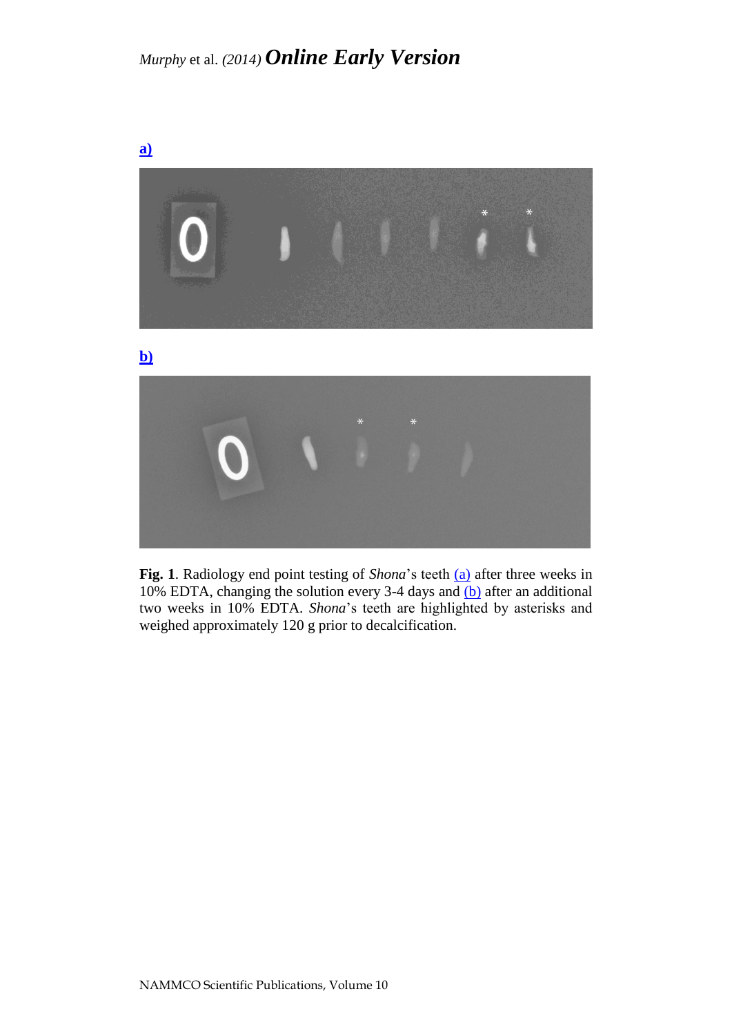**a)**

**b)**

**Fig. 1**. Radiology end point testing of *Shona*'s teeth (a) after three weeks in 10% EDTA, changing the solution every 3-4 days and (b) after an additional two weeks in 10% EDTA. *Shona*'s teeth are highlighted by asterisks and weighed approximately 120 g prior to decalcification.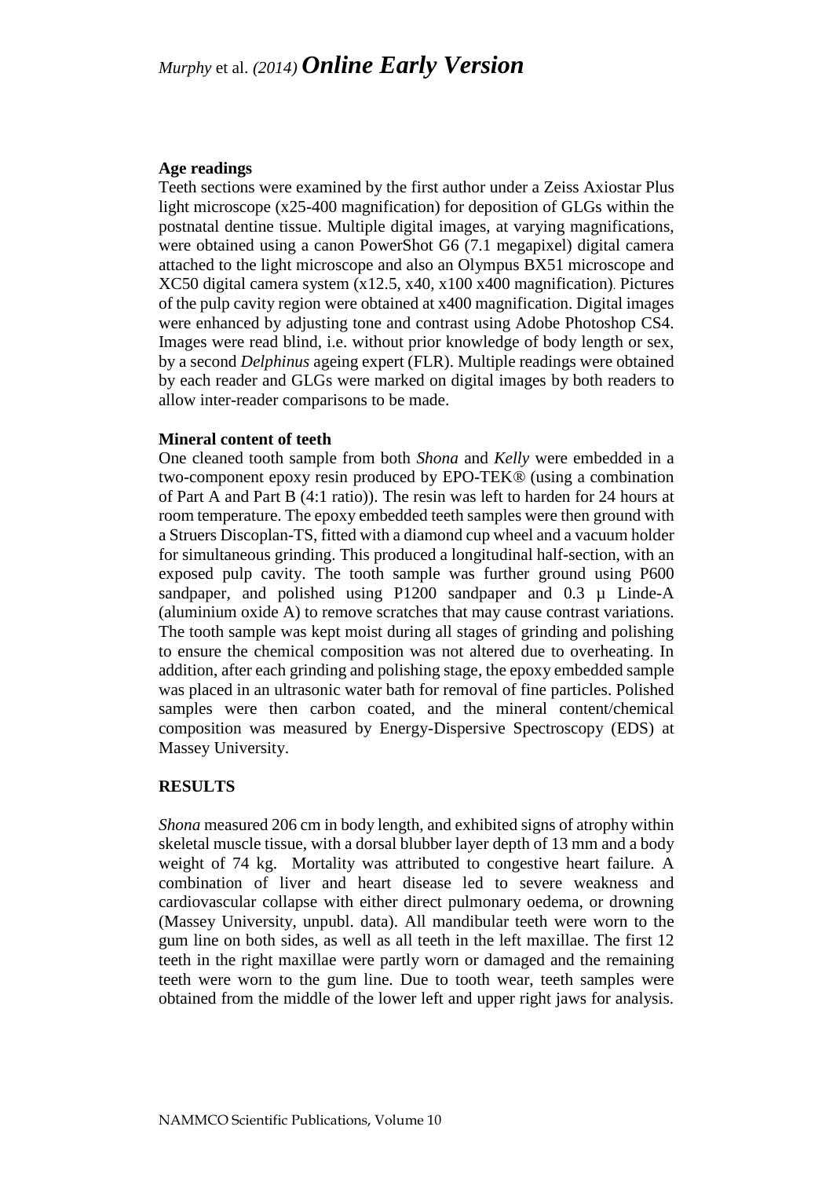**Age readings**

Teeth sections were examined by the first author under a Zeiss Axiostar Plus light microscope (x25-400 magnification) for deposition of GLGs within the postnatal dentine tissue. Multiple digital images, at varying magnifications, were obtained using a canon PowerShot G6 (7.1 megapixel) digital camera attached to the light microscope and also an Olympus BX51 microscope and XC50 digital camera system (x12.5, x40, x100 x400 magnification). Pictures of the pulp cavity region were obtained at x400 magnification. Digital images were enhanced by adjusting tone and contrast using Adobe Photoshop CS4. Images were read blind, i.e. without prior knowledge of body length or sex, by a second *Delphinus* ageing expert (FLR). Multiple readings were obtained by each reader and GLGs were marked on digital images by both readers to allow inter-reader comparisons to be made.

**Mineral content of teeth**

One cleaned tooth sample from both *Shona* and *Kelly* were embedded in a two-component epoxy resin produced by EPO-TEK® (using a combination of Part A and Part B (4:1 ratio)). The resin was left to harden for 24 hours at room temperature. The epoxy embedded teeth samples were then ground with a Struers Discoplan-TS, fitted with a diamond cup wheel and a vacuum holder for simultaneous grinding. This produced a longitudinal half-section, with an exposed pulp cavity. The tooth sample was further ground using P600 sandpaper, and polished using P1200 sandpaper and 0.3 µ Linde-A (aluminium oxide A) to remove scratches that may cause contrast variations. The tooth sample was kept moist during all stages of grinding and polishing to ensure the chemical composition was not altered due to overheating. In addition, after each grinding and polishing stage, the epoxy embedded sample was placed in an ultrasonic water bath for removal of fine particles. Polished samples were then carbon coated, and the mineral content/chemical composition was measured by Energy-Dispersive Spectroscopy (EDS) at Massey University.

## RESULTS

*Shona* measured 206 cm in body length, and exhibited signs of atrophy within skeletal muscle tissue, with a dorsal blubber layer depth of 13 mm and a body weight of 74 kg. Mortality was attributed to congestive heart failure. A combination of liver and heart disease led to severe weakness and cardiovascular collapse with either direct pulmonary oedema, or drowning (Massey University, unpubl. data). All mandibular teeth were worn to the gum line on both sides, as well as all teeth in the left maxillae. The first 12 teeth in the right maxillae were partly worn or damaged and the remaining teeth were worn to the gum line. Due to tooth wear, teeth samples were obtained from the middle of the lower left and upper right jaws for analysis.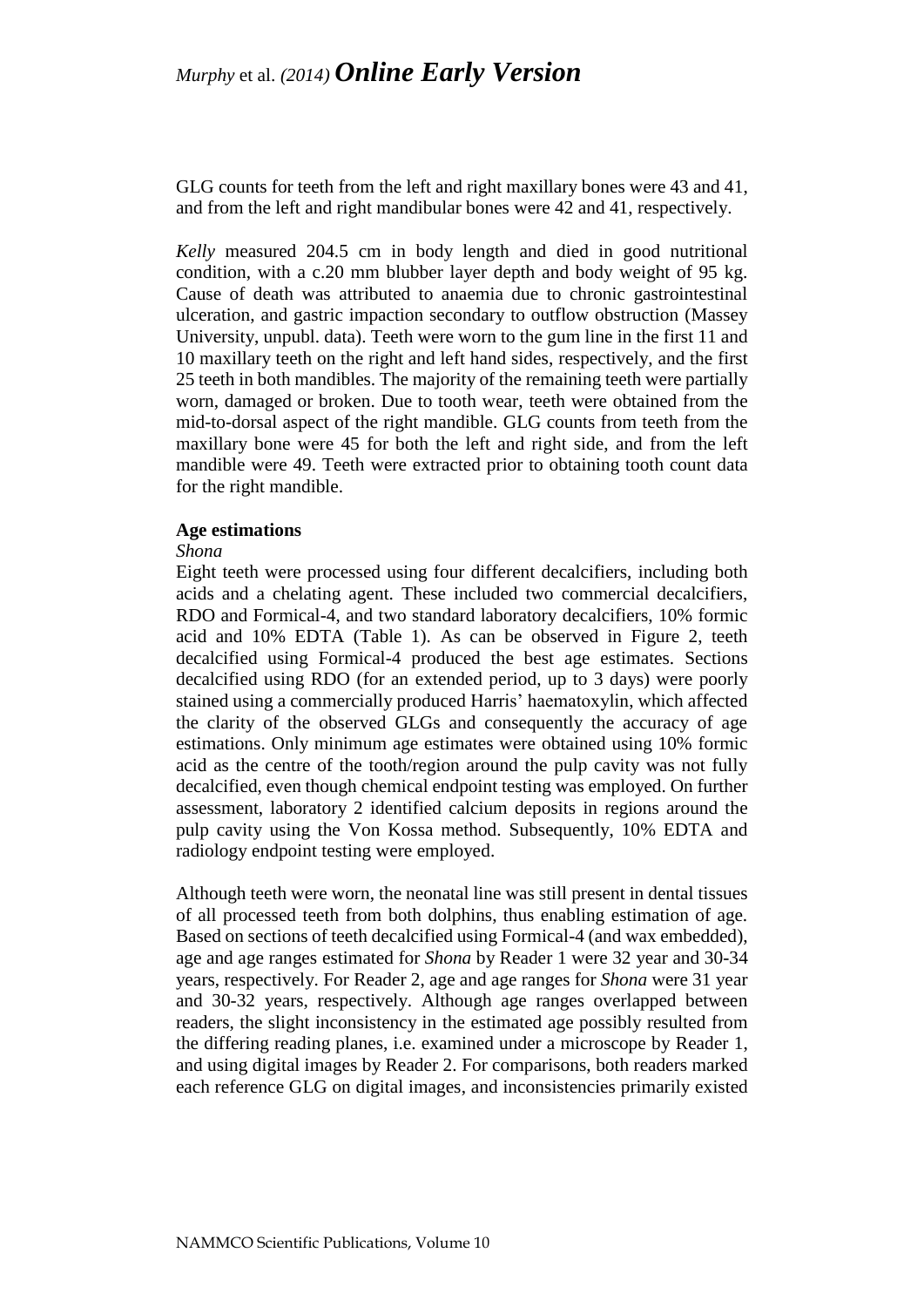GLG counts for teeth from the left and right maxillary bones were 43 and 41, and from the left and right mandibular bones were 42 and 41, respectively.

*Kelly* measured 204.5 cm in body length and died in good nutritional condition, with a c.20 mm blubber layer depth and body weight of 95 kg. Cause of death was attributed to anaemia due to chronic gastrointestinal ulceration, and gastric impaction secondary to outflow obstruction (Massey University, unpubl. data). Teeth were worn to the gum line in the first 11 and 10 maxillary teeth on the right and left hand sides, respectively, and the first 25 teeth in both mandibles. The majority of the remaining teeth were partially worn, damaged or broken. Due to tooth wear, teeth were obtained from the mid-to-dorsal aspect of the right mandible. GLG counts from teeth from the maxillary bone were 45 for both the left and right side, and from the left mandible were 49. Teeth were extracted prior to obtaining tooth count data for the right mandible.

**Age estimations**

*Shona*

Eight teeth were processed using four different decalcifiers, including both acids and a chelating agent. These included two commercial decalcifiers, RDO and Formical-4, and two standard laboratory decalcifiers, 10% formic acid and 10% EDTA (Table 1). As can be observed in Figure 2, teeth decalcified using Formical-4 produced the best age estimates. Sections decalcified using RDO (for an extended period, up to 3 days) were poorly stained using a commercially produced Harris' haematoxylin, which affected the clarity of the observed GLGs and consequently the accuracy of age estimations. Only minimum age estimates were obtained using 10% formic acid as the centre of the tooth/region around the pulp cavity was not fully decalcified, even though chemical endpoint testing was employed. On further assessment, laboratory 2 identified calcium deposits in regions around the pulp cavity using the Von Kossa method. Subsequently, 10% EDTA and radiology endpoint testing were employed.

Although teeth were worn, the neonatal line was still present in dental tissues of all processed teeth from both dolphins, thus enabling estimation of age. Based on sections of teeth decalcified using Formical-4 (and wax embedded), age and age ranges estimated for *Shona* by Reader 1 were 32 year and 30-34 years, respectively. For Reader 2, age and age ranges for *Shona* were 31 year and 30-32 years, respectively. Although age ranges overlapped between readers, the slight inconsistency in the estimated age possibly resulted from the differing reading planes, i.e. examined under a microscope by Reader 1, and using digital images by Reader 2. For comparisons, both readers marked each reference GLG on digital images, and inconsistencies primarily existed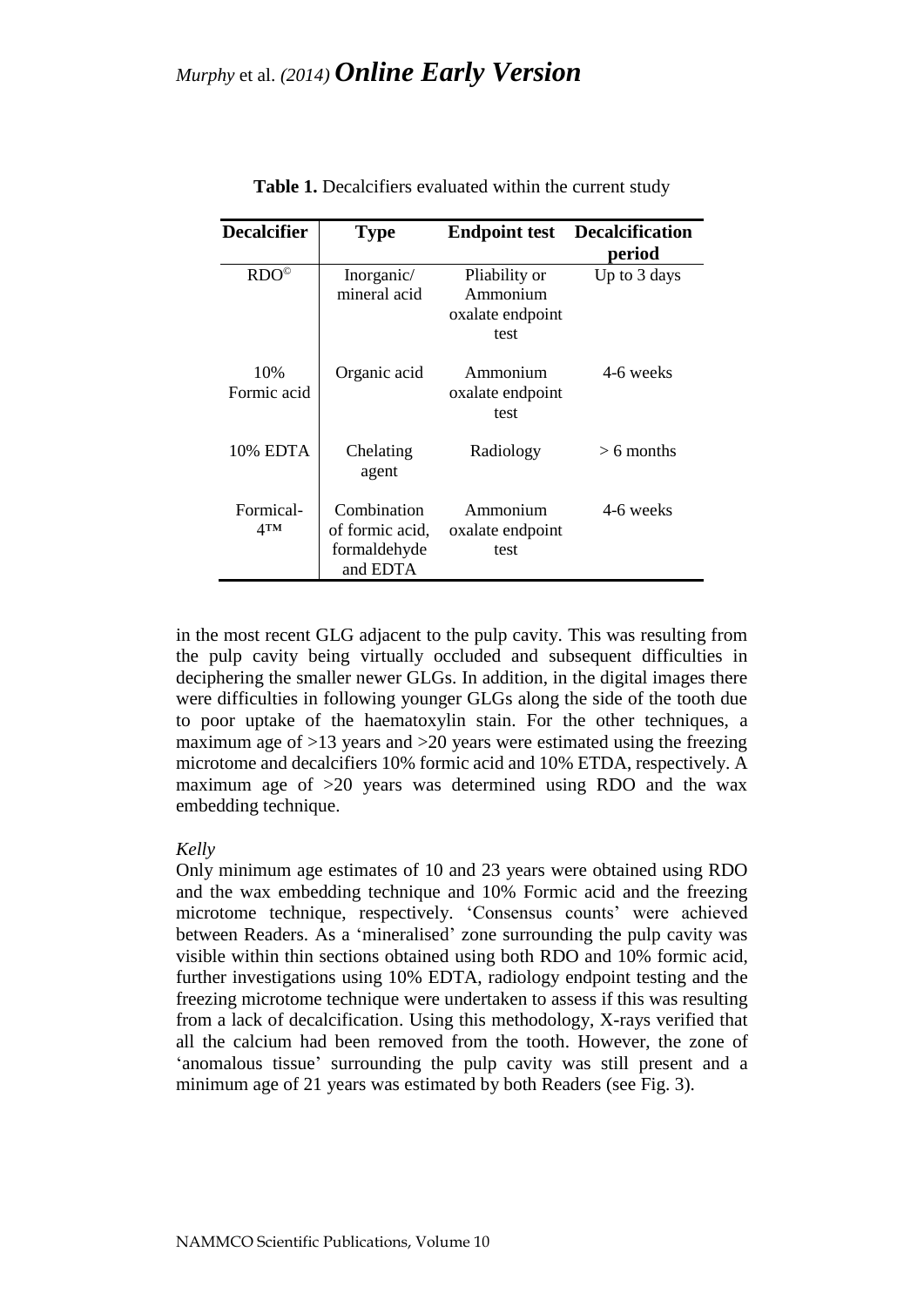**Table 1.** Decalcifiers evaluated within the current study

| Decalcifier | Type | Endpoint test | Decalcification period |
|---|---|---|---|
| RDO© | Inorganic/ mineral acid | Pliability or Ammonium oxalate endpoint test | Up to 3 days |
| 10% Formic acid | Organic acid | Ammonium oxalate endpoint test | 4-6 weeks |
| 10% EDTA | Chelating agent | Radiology | > 6 months |
| Formical-4™ | Combination of formic acid, formaldehyde and EDTA | Ammonium oxalate endpoint test | 4-6 weeks |

in the most recent GLG adjacent to the pulp cavity. This was resulting from the pulp cavity being virtually occluded and subsequent difficulties in deciphering the smaller newer GLGs. In addition, in the digital images there were difficulties in following younger GLGs along the side of the tooth due to poor uptake of the haematoxylin stain. For the other techniques, a maximum age of >13 years and >20 years were estimated using the freezing microtome and decalcifiers 10% formic acid and 10% ETDA, respectively. A maximum age of >20 years was determined using RDO and the wax embedding technique.

*Kelly*

Only minimum age estimates of 10 and 23 years were obtained using RDO and the wax embedding technique and 10% Formic acid and the freezing microtome technique, respectively. 'Consensus counts' were achieved between Readers. As a 'mineralised' zone surrounding the pulp cavity was visible within thin sections obtained using both RDO and 10% formic acid, further investigations using 10% EDTA, radiology endpoint testing and the freezing microtome technique were undertaken to assess if this was resulting from a lack of decalcification. Using this methodology, X-rays verified that all the calcium had been removed from the tooth. However, the zone of 'anomalous tissue' surrounding the pulp cavity was still present and a minimum age of 21 years was estimated by both Readers (see Fig. 3).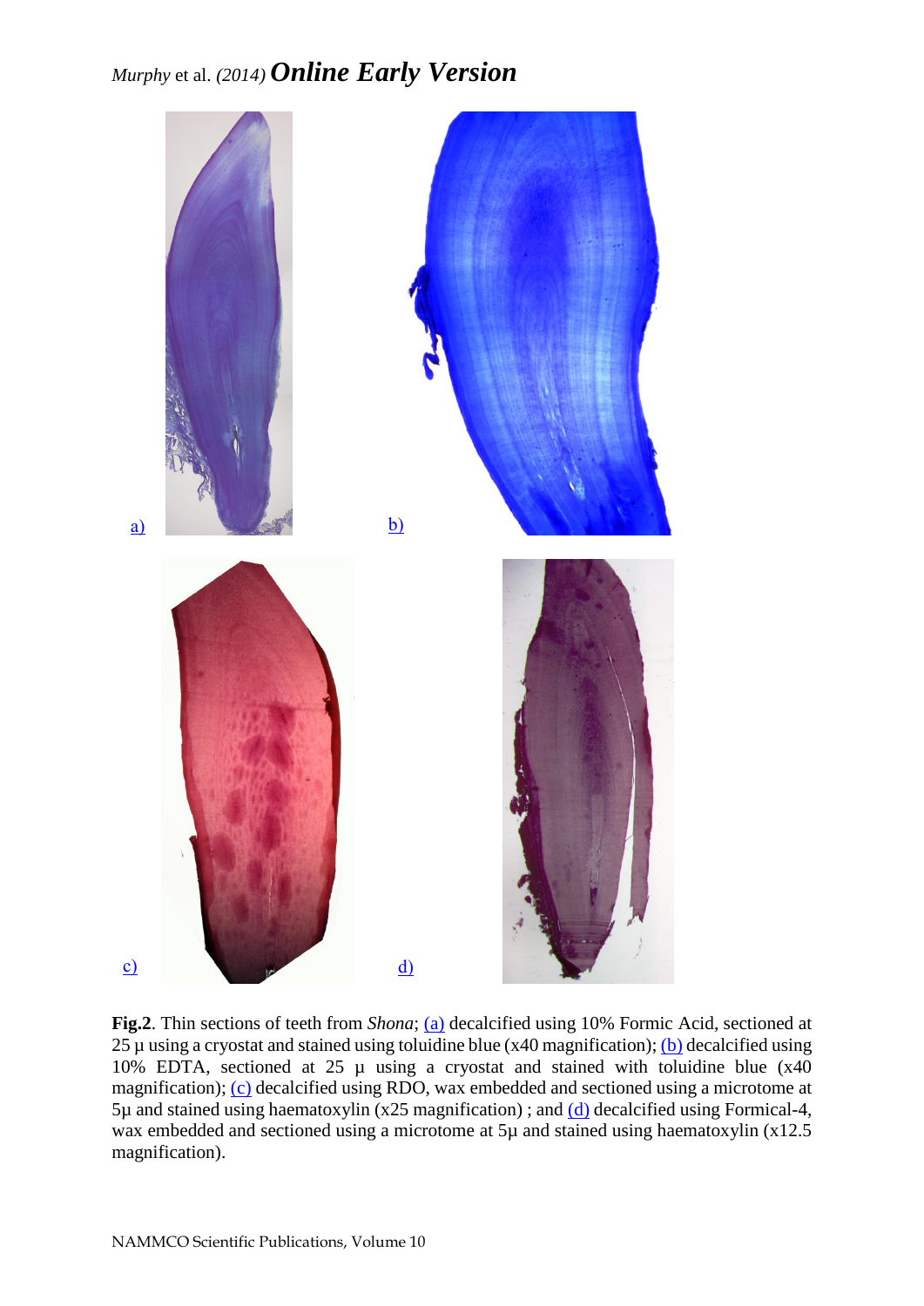a)

b)

c)

d)

**Fig.2**. Thin sections of teeth from *Shona*; (a) decalcified using 10% Formic Acid, sectioned at 25 µ using a cryostat and stained using toluidine blue (x40 magnification); (b) decalcified using 10% EDTA, sectioned at 25 µ using a cryostat and stained with toluidine blue (x40 magnification); (c) decalcified using RDO, wax embedded and sectioned using a microtome at 5µ and stained using haematoxylin (x25 magnification) ; and (d) decalcified using Formical-4, wax embedded and sectioned using a microtome at 5µ and stained using haematoxylin (x12.5 magnification).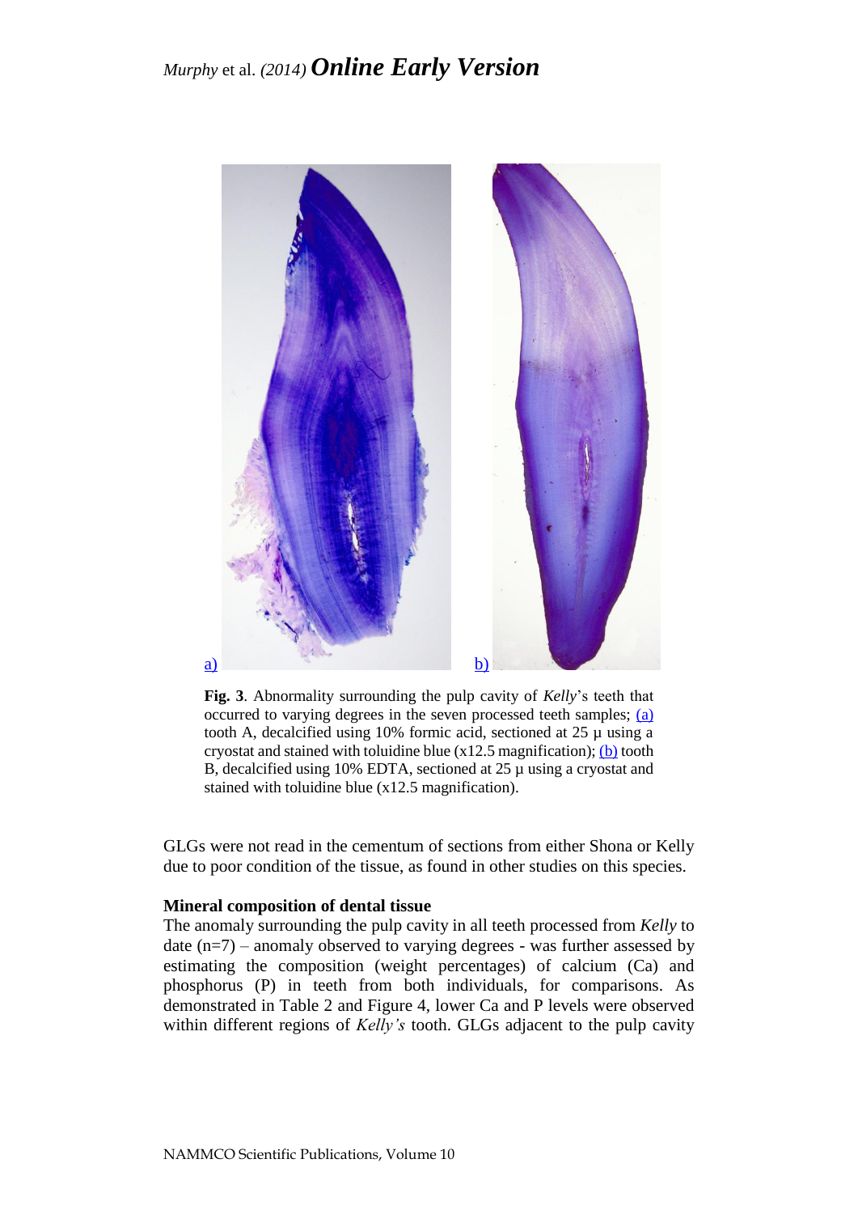a) b)

**Fig. 3**. Abnormality surrounding the pulp cavity of *Kelly*'s teeth that occurred to varying degrees in the seven processed teeth samples; (a) tooth A, decalcified using 10% formic acid, sectioned at 25 µ using a cryostat and stained with toluidine blue (x12.5 magnification); (b) tooth B, decalcified using 10% EDTA, sectioned at 25 µ using a cryostat and stained with toluidine blue (x12.5 magnification).

GLGs were not read in the cementum of sections from either Shona or Kelly due to poor condition of the tissue, as found in other studies on this species.

**Mineral composition of dental tissue**

The anomaly surrounding the pulp cavity in all teeth processed from *Kelly* to date (n=7) – anomaly observed to varying degrees - was further assessed by estimating the composition (weight percentages) of calcium (Ca) and phosphorus (P) in teeth from both individuals, for comparisons. As demonstrated in Table 2 and Figure 4, lower Ca and P levels were observed within different regions of *Kelly's* tooth. GLGs adjacent to the pulp cavity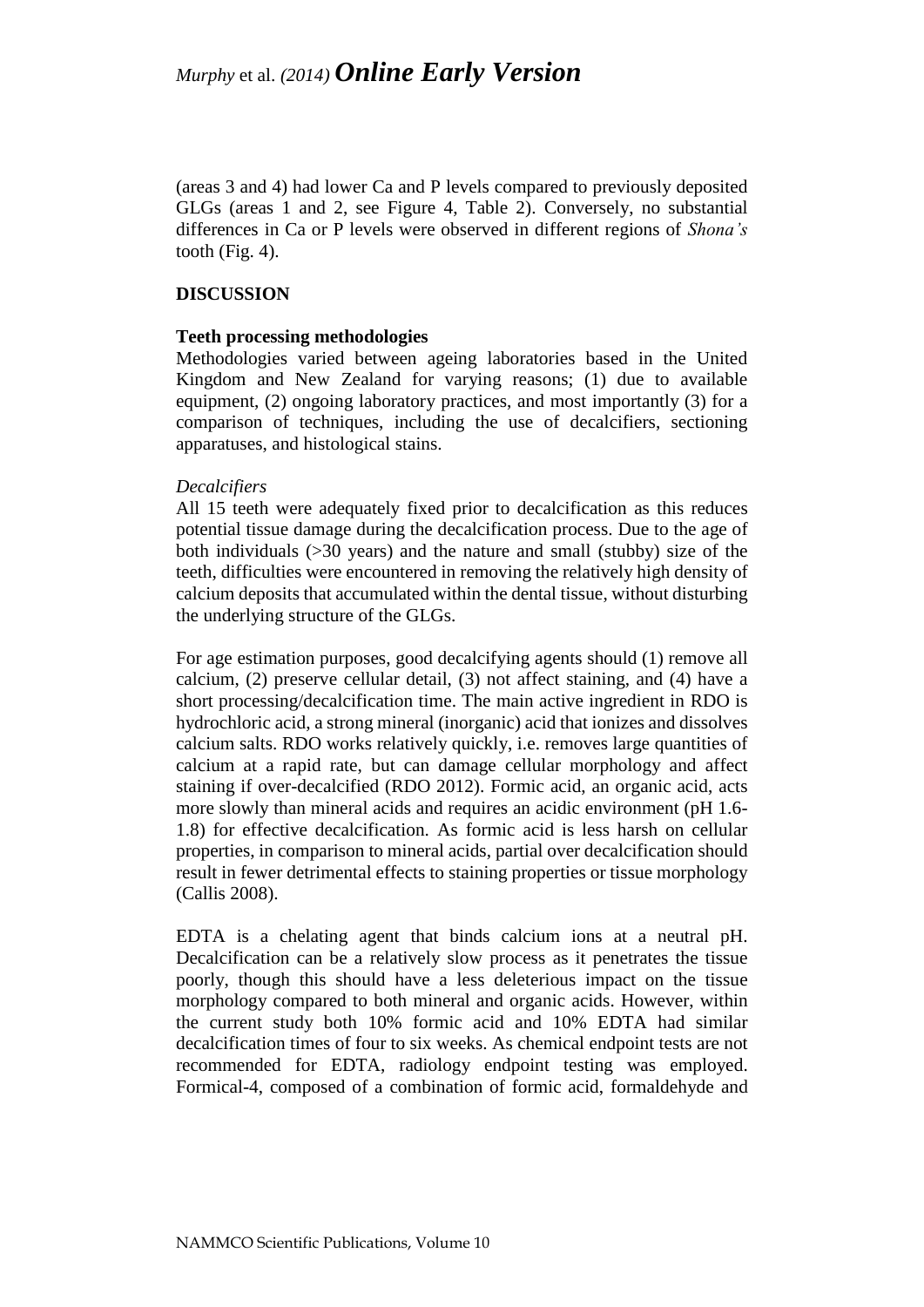(areas 3 and 4) had lower Ca and P levels compared to previously deposited GLGs (areas 1 and 2, see Figure 4, Table 2). Conversely, no substantial differences in Ca or P levels were observed in different regions of *Shona's* tooth (Fig. 4).

## DISCUSSION

### Teeth processing methodologies

Methodologies varied between ageing laboratories based in the United Kingdom and New Zealand for varying reasons; (1) due to available equipment, (2) ongoing laboratory practices, and most importantly (3) for a comparison of techniques, including the use of decalcifiers, sectioning apparatuses, and histological stains.

#### *Decalcifiers*

All 15 teeth were adequately fixed prior to decalcification as this reduces potential tissue damage during the decalcification process. Due to the age of both individuals (>30 years) and the nature and small (stubby) size of the teeth, difficulties were encountered in removing the relatively high density of calcium deposits that accumulated within the dental tissue, without disturbing the underlying structure of the GLGs.

For age estimation purposes, good decalcifying agents should (1) remove all calcium, (2) preserve cellular detail, (3) not affect staining, and (4) have a short processing/decalcification time. The main active ingredient in RDO is hydrochloric acid, a strong mineral (inorganic) acid that ionizes and dissolves calcium salts. RDO works relatively quickly, i.e. removes large quantities of calcium at a rapid rate, but can damage cellular morphology and affect staining if over-decalcified (RDO 2012). Formic acid, an organic acid, acts more slowly than mineral acids and requires an acidic environment (pH 1.6-1.8) for effective decalcification. As formic acid is less harsh on cellular properties, in comparison to mineral acids, partial over decalcification should result in fewer detrimental effects to staining properties or tissue morphology (Callis 2008).

EDTA is a chelating agent that binds calcium ions at a neutral pH. Decalcification can be a relatively slow process as it penetrates the tissue poorly, though this should have a less deleterious impact on the tissue morphology compared to both mineral and organic acids. However, within the current study both 10% formic acid and 10% EDTA had similar decalcification times of four to six weeks. As chemical endpoint tests are not recommended for EDTA, radiology endpoint testing was employed. Formical-4, composed of a combination of formic acid, formaldehyde and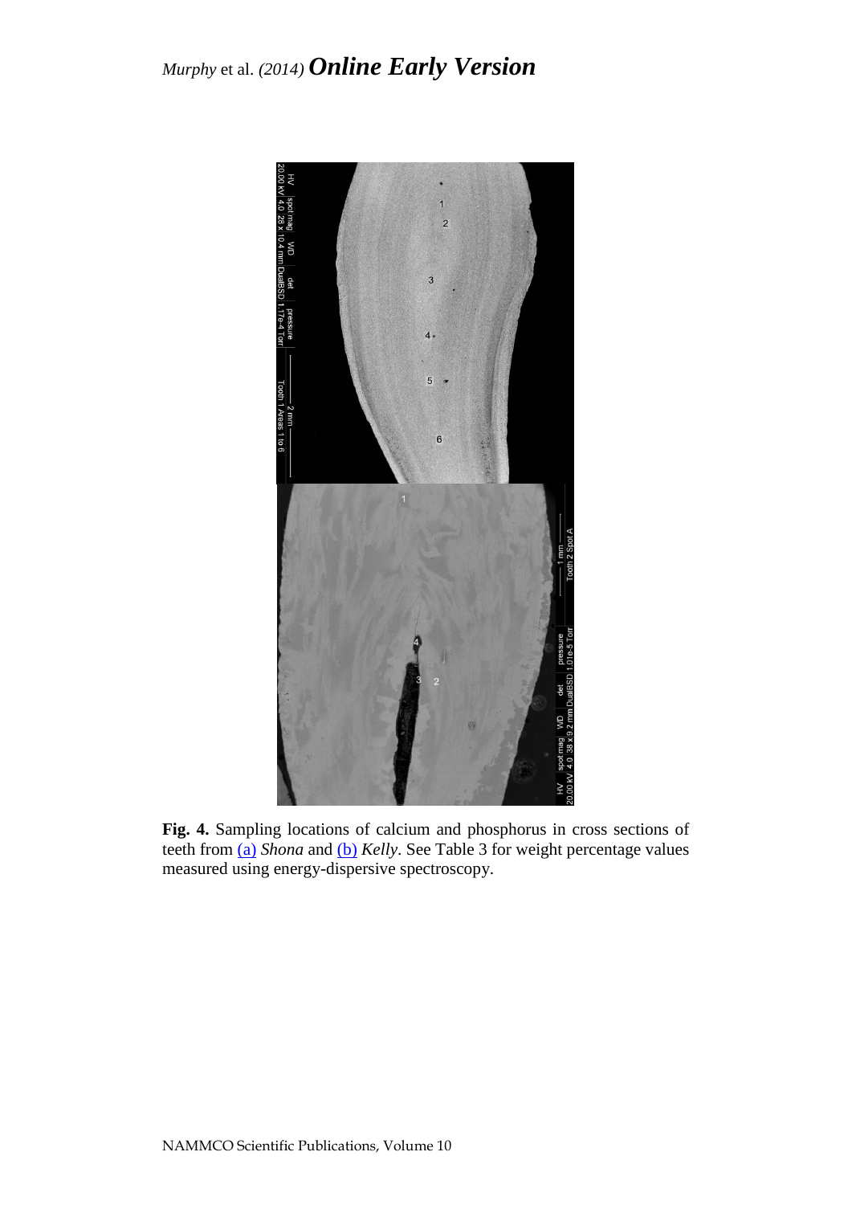**Fig. 4.** Sampling locations of calcium and phosphorus in cross sections of teeth from (a) *Shona* and (b) *Kelly*. See Table 3 for weight percentage values measured using energy-dispersive spectroscopy.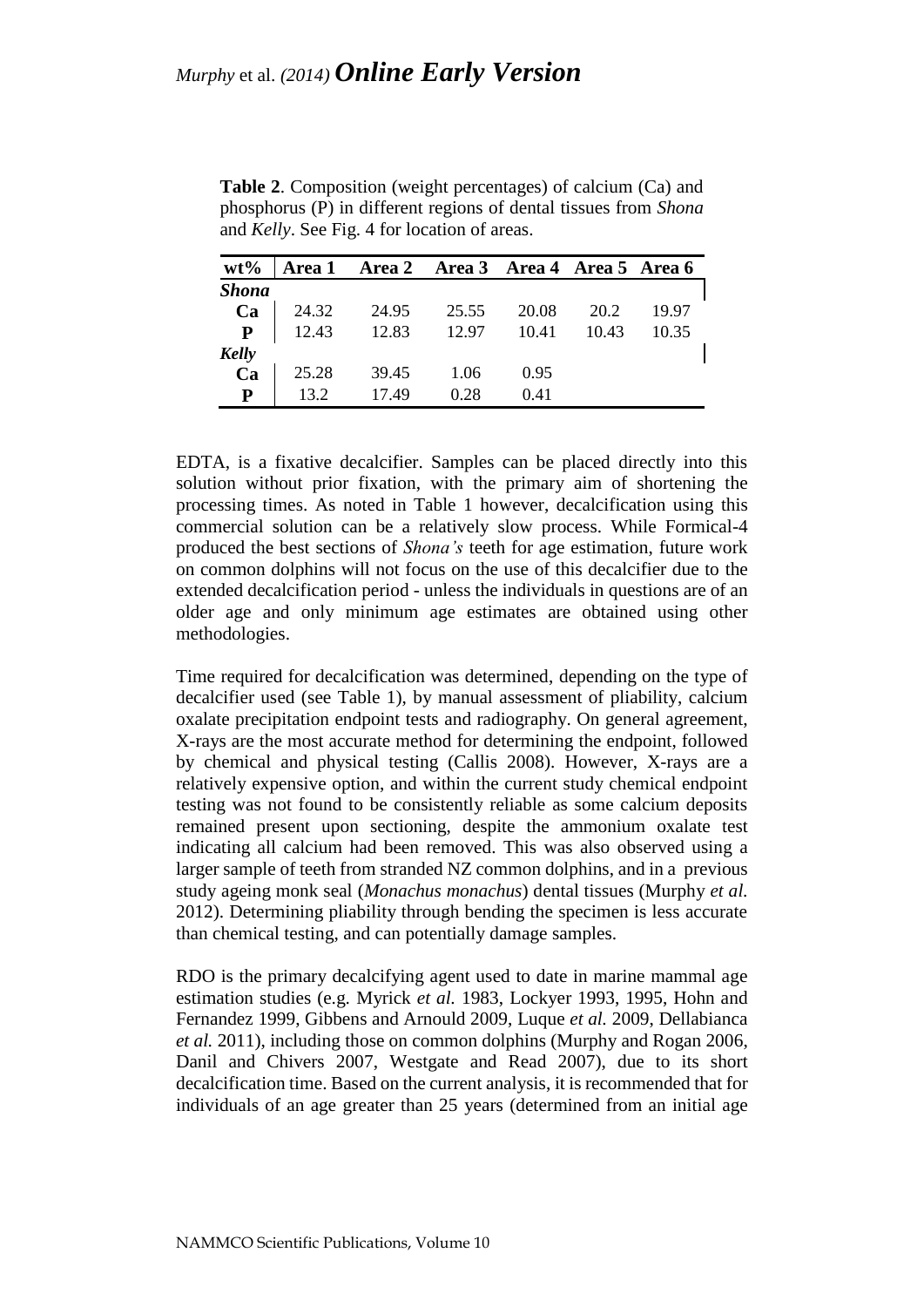**Table 2**. Composition (weight percentages) of calcium (Ca) and phosphorus (P) in different regions of dental tissues from *Shona* and *Kelly*. See Fig. 4 for location of areas.

| wt% | Area 1 | Area 2 | Area 3 | Area 4 | Area 5 | Area 6 |
|---|---|---|---|---|---|---|
| ***Shona*** | | | | | | |
| **Ca** | 24.32 | 24.95 | 25.55 | 20.08 | 20.2 | 19.97 |
| **P** | 12.43 | 12.83 | 12.97 | 10.41 | 10.43 | 10.35 |
| ***Kelly*** | | | | | | |
| **Ca** | 25.28 | 39.45 | 1.06 | 0.95 | | |
| **P** | 13.2 | 17.49 | 0.28 | 0.41 | | |

EDTA, is a fixative decalcifier. Samples can be placed directly into this solution without prior fixation, with the primary aim of shortening the processing times. As noted in Table 1 however, decalcification using this commercial solution can be a relatively slow process. While Formical-4 produced the best sections of *Shona's* teeth for age estimation, future work on common dolphins will not focus on the use of this decalcifier due to the extended decalcification period - unless the individuals in questions are of an older age and only minimum age estimates are obtained using other methodologies.

Time required for decalcification was determined, depending on the type of decalcifier used (see Table 1), by manual assessment of pliability, calcium oxalate precipitation endpoint tests and radiography. On general agreement, X-rays are the most accurate method for determining the endpoint, followed by chemical and physical testing (Callis 2008). However, X-rays are a relatively expensive option, and within the current study chemical endpoint testing was not found to be consistently reliable as some calcium deposits remained present upon sectioning, despite the ammonium oxalate test indicating all calcium had been removed. This was also observed using a larger sample of teeth from stranded NZ common dolphins, and in a previous study ageing monk seal (*Monachus monachus*) dental tissues (Murphy *et al.* 2012). Determining pliability through bending the specimen is less accurate than chemical testing, and can potentially damage samples.

RDO is the primary decalcifying agent used to date in marine mammal age estimation studies (e.g. Myrick *et al.* 1983, Lockyer 1993, 1995, Hohn and Fernandez 1999, Gibbens and Arnould 2009, Luque *et al.* 2009, Dellabianca *et al.* 2011), including those on common dolphins (Murphy and Rogan 2006, Danil and Chivers 2007, Westgate and Read 2007), due to its short decalcification time. Based on the current analysis, it is recommended that for individuals of an age greater than 25 years (determined from an initial age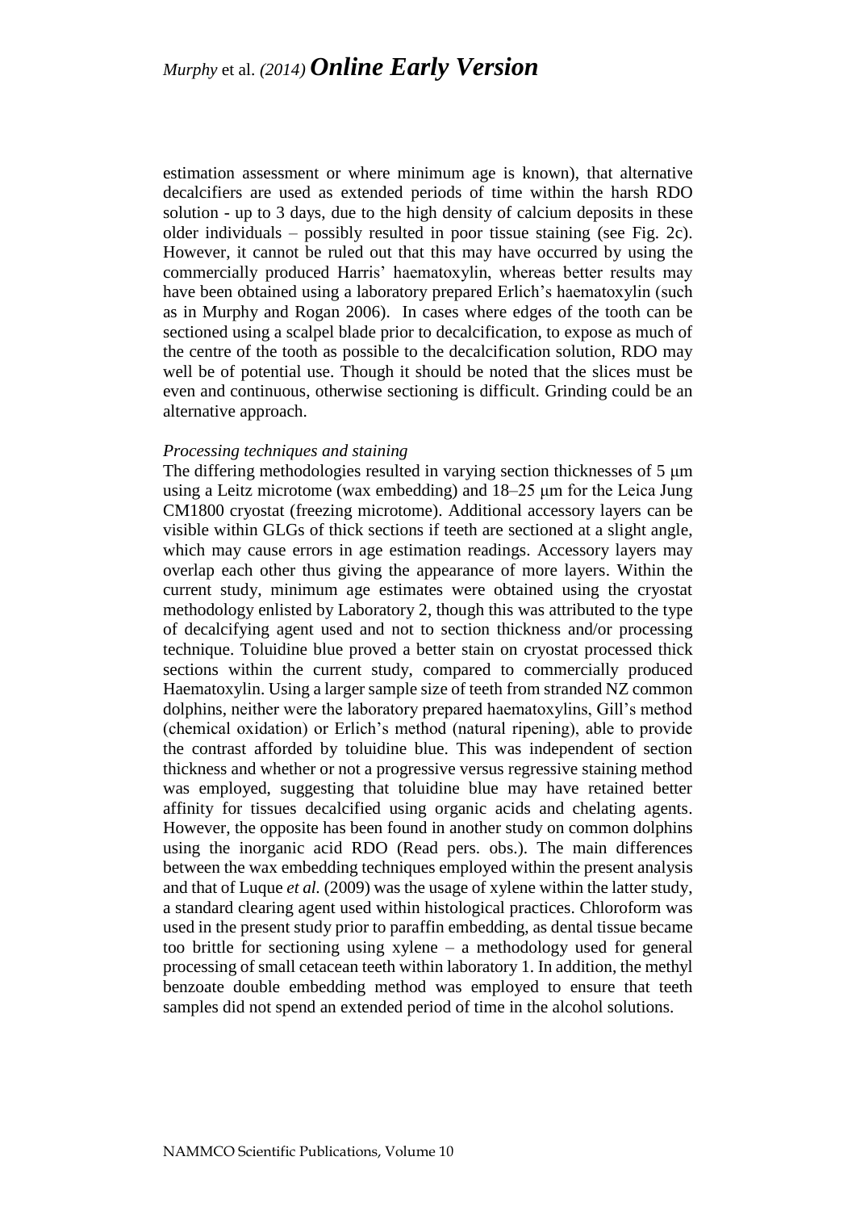estimation assessment or where minimum age is known), that alternative decalcifiers are used as extended periods of time within the harsh RDO solution - up to 3 days, due to the high density of calcium deposits in these older individuals – possibly resulted in poor tissue staining (see Fig. 2c). However, it cannot be ruled out that this may have occurred by using the commercially produced Harris' haematoxylin, whereas better results may have been obtained using a laboratory prepared Erlich's haematoxylin (such as in Murphy and Rogan 2006). In cases where edges of the tooth can be sectioned using a scalpel blade prior to decalcification, to expose as much of the centre of the tooth as possible to the decalcification solution, RDO may well be of potential use. Though it should be noted that the slices must be even and continuous, otherwise sectioning is difficult. Grinding could be an alternative approach.

*Processing techniques and staining*

The differing methodologies resulted in varying section thicknesses of 5 μm using a Leitz microtome (wax embedding) and 18–25 μm for the Leica Jung CM1800 cryostat (freezing microtome). Additional accessory layers can be visible within GLGs of thick sections if teeth are sectioned at a slight angle, which may cause errors in age estimation readings. Accessory layers may overlap each other thus giving the appearance of more layers. Within the current study, minimum age estimates were obtained using the cryostat methodology enlisted by Laboratory 2, though this was attributed to the type of decalcifying agent used and not to section thickness and/or processing technique. Toluidine blue proved a better stain on cryostat processed thick sections within the current study, compared to commercially produced Haematoxylin. Using a larger sample size of teeth from stranded NZ common dolphins, neither were the laboratory prepared haematoxylins, Gill's method (chemical oxidation) or Erlich's method (natural ripening), able to provide the contrast afforded by toluidine blue. This was independent of section thickness and whether or not a progressive versus regressive staining method was employed, suggesting that toluidine blue may have retained better affinity for tissues decalcified using organic acids and chelating agents. However, the opposite has been found in another study on common dolphins using the inorganic acid RDO (Read pers. obs.). The main differences between the wax embedding techniques employed within the present analysis and that of Luque *et al.* (2009) was the usage of xylene within the latter study, a standard clearing agent used within histological practices. Chloroform was used in the present study prior to paraffin embedding, as dental tissue became too brittle for sectioning using xylene – a methodology used for general processing of small cetacean teeth within laboratory 1. In addition, the methyl benzoate double embedding method was employed to ensure that teeth samples did not spend an extended period of time in the alcohol solutions.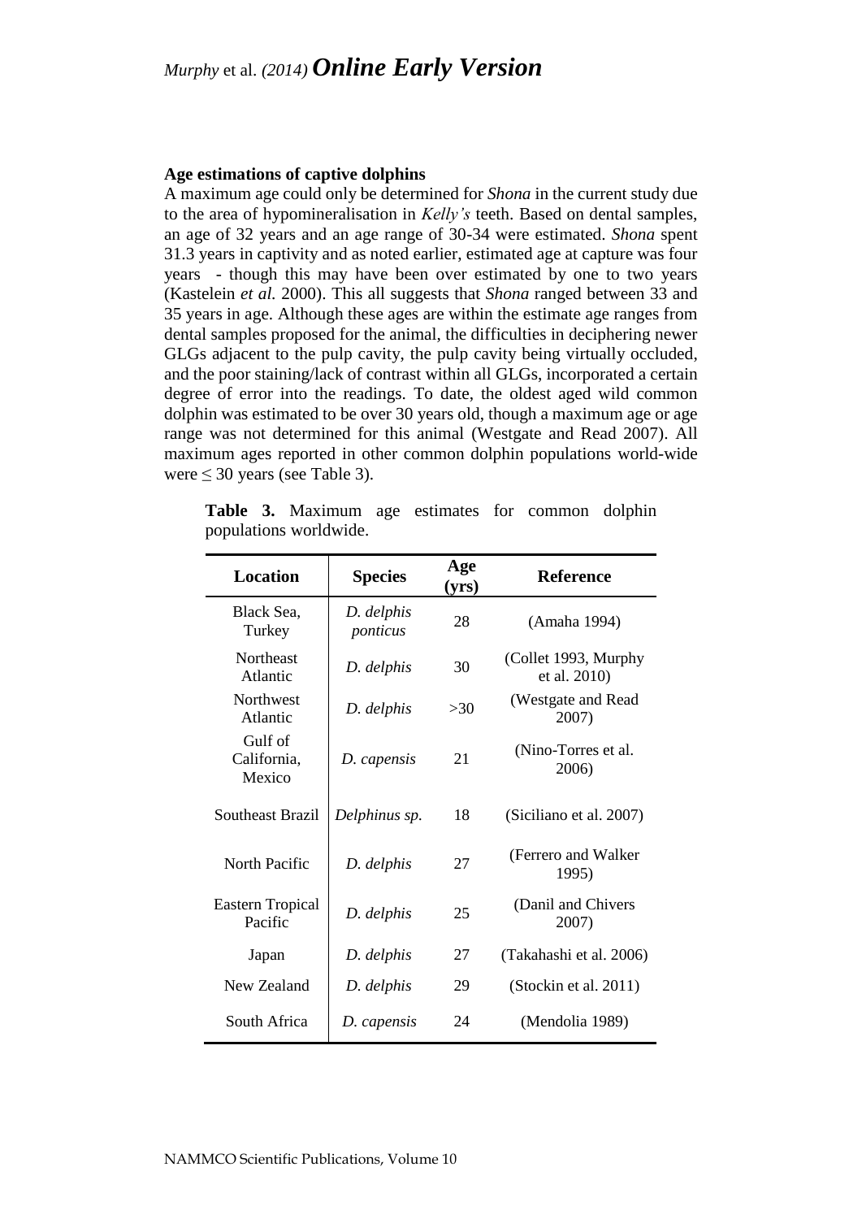### Age estimations of captive dolphins

A maximum age could only be determined for *Shona* in the current study due to the area of hypomineralisation in *Kelly's* teeth. Based on dental samples, an age of 32 years and an age range of 30-34 were estimated. *Shona* spent 31.3 years in captivity and as noted earlier, estimated age at capture was four years - though this may have been over estimated by one to two years (Kastelein *et al.* 2000). This all suggests that *Shona* ranged between 33 and 35 years in age. Although these ages are within the estimate age ranges from dental samples proposed for the animal, the difficulties in deciphering newer GLGs adjacent to the pulp cavity, the pulp cavity being virtually occluded, and the poor staining/lack of contrast within all GLGs, incorporated a certain degree of error into the readings. To date, the oldest aged wild common dolphin was estimated to be over 30 years old, though a maximum age or age range was not determined for this animal (Westgate and Read 2007). All maximum ages reported in other common dolphin populations world-wide were ≤ 30 years (see Table 3).

**Table 3.** Maximum age estimates for common dolphin populations worldwide.

| Location | Species | Age (yrs) | Reference |
|---|---|---|---|
| Black Sea, Turkey | *D. delphis ponticus* | 28 | (Amaha 1994) |
| Northeast Atlantic | *D. delphis* | 30 | (Collet 1993, Murphy et al. 2010) |
| Northwest Atlantic | *D. delphis* | >30 | (Westgate and Read 2007) |
| Gulf of California, Mexico | *D. capensis* | 21 | (Nino-Torres et al. 2006) |
| Southeast Brazil | *Delphinus sp.* | 18 | (Siciliano et al. 2007) |
| North Pacific | *D. delphis* | 27 | (Ferrero and Walker 1995) |
| Eastern Tropical Pacific | *D. delphis* | 25 | (Danil and Chivers 2007) |
| Japan | *D. delphis* | 27 | (Takahashi et al. 2006) |
| New Zealand | *D. delphis* | 29 | (Stockin et al. 2011) |
| South Africa | *D. capensis* | 24 | (Mendolia 1989) |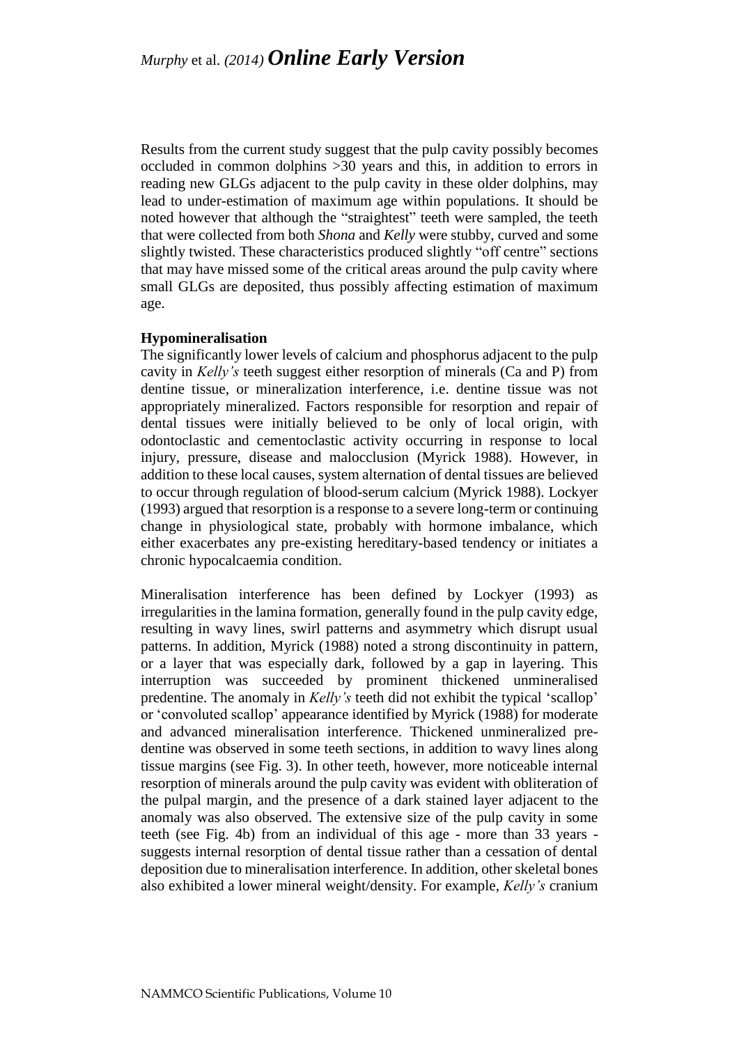Results from the current study suggest that the pulp cavity possibly becomes occluded in common dolphins >30 years and this, in addition to errors in reading new GLGs adjacent to the pulp cavity in these older dolphins, may lead to under-estimation of maximum age within populations. It should be noted however that although the "straightest" teeth were sampled, the teeth that were collected from both *Shona* and *Kelly* were stubby, curved and some slightly twisted. These characteristics produced slightly "off centre" sections that may have missed some of the critical areas around the pulp cavity where small GLGs are deposited, thus possibly affecting estimation of maximum age.

**Hypomineralisation**

The significantly lower levels of calcium and phosphorus adjacent to the pulp cavity in *Kelly's* teeth suggest either resorption of minerals (Ca and P) from dentine tissue, or mineralization interference, i.e. dentine tissue was not appropriately mineralized. Factors responsible for resorption and repair of dental tissues were initially believed to be only of local origin, with odontoclastic and cementoclastic activity occurring in response to local injury, pressure, disease and malocclusion (Myrick 1988). However, in addition to these local causes, system alternation of dental tissues are believed to occur through regulation of blood-serum calcium (Myrick 1988). Lockyer (1993) argued that resorption is a response to a severe long-term or continuing change in physiological state, probably with hormone imbalance, which either exacerbates any pre-existing hereditary-based tendency or initiates a chronic hypocalcaemia condition.

Mineralisation interference has been defined by Lockyer (1993) as irregularities in the lamina formation, generally found in the pulp cavity edge, resulting in wavy lines, swirl patterns and asymmetry which disrupt usual patterns. In addition, Myrick (1988) noted a strong discontinuity in pattern, or a layer that was especially dark, followed by a gap in layering. This interruption was succeeded by prominent thickened unmineralised predentine. The anomaly in *Kelly's* teeth did not exhibit the typical 'scallop' or 'convoluted scallop' appearance identified by Myrick (1988) for moderate and advanced mineralisation interference. Thickened unmineralized pre-dentine was observed in some teeth sections, in addition to wavy lines along tissue margins (see Fig. 3). In other teeth, however, more noticeable internal resorption of minerals around the pulp cavity was evident with obliteration of the pulpal margin, and the presence of a dark stained layer adjacent to the anomaly was also observed. The extensive size of the pulp cavity in some teeth (see Fig. 4b) from an individual of this age - more than 33 years - suggests internal resorption of dental tissue rather than a cessation of dental deposition due to mineralisation interference. In addition, other skeletal bones also exhibited a lower mineral weight/density. For example, *Kelly's* cranium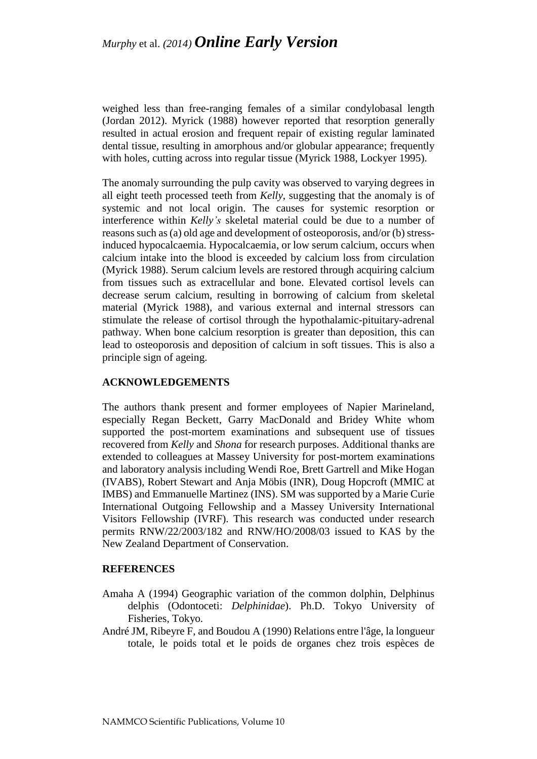weighed less than free-ranging females of a similar condylobasal length (Jordan 2012). Myrick (1988) however reported that resorption generally resulted in actual erosion and frequent repair of existing regular laminated dental tissue, resulting in amorphous and/or globular appearance; frequently with holes, cutting across into regular tissue (Myrick 1988, Lockyer 1995).

The anomaly surrounding the pulp cavity was observed to varying degrees in all eight teeth processed teeth from *Kelly*, suggesting that the anomaly is of systemic and not local origin. The causes for systemic resorption or interference within *Kelly's* skeletal material could be due to a number of reasons such as (a) old age and development of osteoporosis, and/or (b) stress-induced hypocalcaemia. Hypocalcaemia, or low serum calcium, occurs when calcium intake into the blood is exceeded by calcium loss from circulation (Myrick 1988). Serum calcium levels are restored through acquiring calcium from tissues such as extracellular and bone. Elevated cortisol levels can decrease serum calcium, resulting in borrowing of calcium from skeletal material (Myrick 1988), and various external and internal stressors can stimulate the release of cortisol through the hypothalamic-pituitary-adrenal pathway. When bone calcium resorption is greater than deposition, this can lead to osteoporosis and deposition of calcium in soft tissues. This is also a principle sign of ageing.

## ACKNOWLEDGEMENTS

The authors thank present and former employees of Napier Marineland, especially Regan Beckett, Garry MacDonald and Bridey White whom supported the post-mortem examinations and subsequent use of tissues recovered from *Kelly* and *Shona* for research purposes. Additional thanks are extended to colleagues at Massey University for post-mortem examinations and laboratory analysis including Wendi Roe, Brett Gartrell and Mike Hogan (IVABS), Robert Stewart and Anja Möbis (INR), Doug Hopcroft (MMIC at IMBS) and Emmanuelle Martinez (INS). SM was supported by a Marie Curie International Outgoing Fellowship and a Massey University International Visitors Fellowship (IVRF). This research was conducted under research permits RNW/22/2003/182 and RNW/HO/2008/03 issued to KAS by the New Zealand Department of Conservation.

## REFERENCES

Amaha A (1994) Geographic variation of the common dolphin, Delphinus delphis (Odontoceti: *Delphinidae*). Ph.D. Tokyo University of Fisheries, Tokyo.

André JM, Ribeyre F, and Boudou A (1990) Relations entre l'âge, la longueur totale, le poids total et le poids de organes chez trois espèces de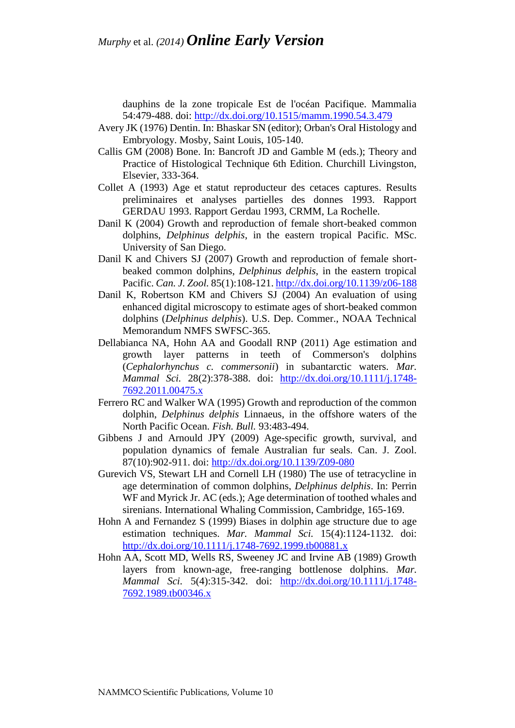dauphins de la zone tropicale Est de l'océan Pacifique. Mammalia 54:479-488. doi: http://dx.doi.org/10.1515/mamm.1990.54.3.479

Avery JK (1976) Dentin. In: Bhaskar SN (editor); Orban's Oral Histology and Embryology. Mosby, Saint Louis, 105-140.

Callis GM (2008) Bone. In: Bancroft JD and Gamble M (eds.); Theory and Practice of Histological Technique 6th Edition. Churchill Livingston, Elsevier, 333-364.

Collet A (1993) Age et statut reproducteur des cetaces captures. Results preliminaires et analyses partielles des donnes 1993. Rapport GERDAU 1993. Rapport Gerdau 1993, CRMM, La Rochelle.

Danil K (2004) Growth and reproduction of female short-beaked common dolphins, *Delphinus delphis*, in the eastern tropical Pacific. MSc. University of San Diego.

Danil K and Chivers SJ (2007) Growth and reproduction of female short-beaked common dolphins, *Delphinus delphis*, in the eastern tropical Pacific. *Can. J. Zool.* 85(1):108-121. http://dx.doi.org/10.1139/z06-188

Danil K, Robertson KM and Chivers SJ (2004) An evaluation of using enhanced digital microscopy to estimate ages of short-beaked common dolphins (*Delphinus delphis*). U.S. Dep. Commer., NOAA Technical Memorandum NMFS SWFSC-365.

Dellabianca NA, Hohn AA and Goodall RNP (2011) Age estimation and growth layer patterns in teeth of Commerson's dolphins (*Cephalorhynchus c. commersonii*) in subantarctic waters. *Mar. Mammal Sci.* 28(2):378-388. doi: http://dx.doi.org/10.1111/j.1748-7692.2011.00475.x

Ferrero RC and Walker WA (1995) Growth and reproduction of the common dolphin, *Delphinus delphis* Linnaeus, in the offshore waters of the North Pacific Ocean. *Fish. Bull.* 93:483-494.

Gibbens J and Arnould JPY (2009) Age-specific growth, survival, and population dynamics of female Australian fur seals. Can. J. Zool. 87(10):902-911. doi: http://dx.doi.org/10.1139/Z09-080

Gurevich VS, Stewart LH and Cornell LH (1980) The use of tetracycline in age determination of common dolphins, *Delphinus delphis*. In: Perrin WF and Myrick Jr. AC (eds.); Age determination of toothed whales and sirenians. International Whaling Commission, Cambridge, 165-169.

Hohn A and Fernandez S (1999) Biases in dolphin age structure due to age estimation techniques. *Mar. Mammal Sci.* 15(4):1124-1132. doi: http://dx.doi.org/10.1111/j.1748-7692.1999.tb00881.x

Hohn AA, Scott MD, Wells RS, Sweeney JC and Irvine AB (1989) Growth layers from known-age, free-ranging bottlenose dolphins. *Mar. Mammal Sci.* 5(4):315-342. doi: http://dx.doi.org/10.1111/j.1748-7692.1989.tb00346.x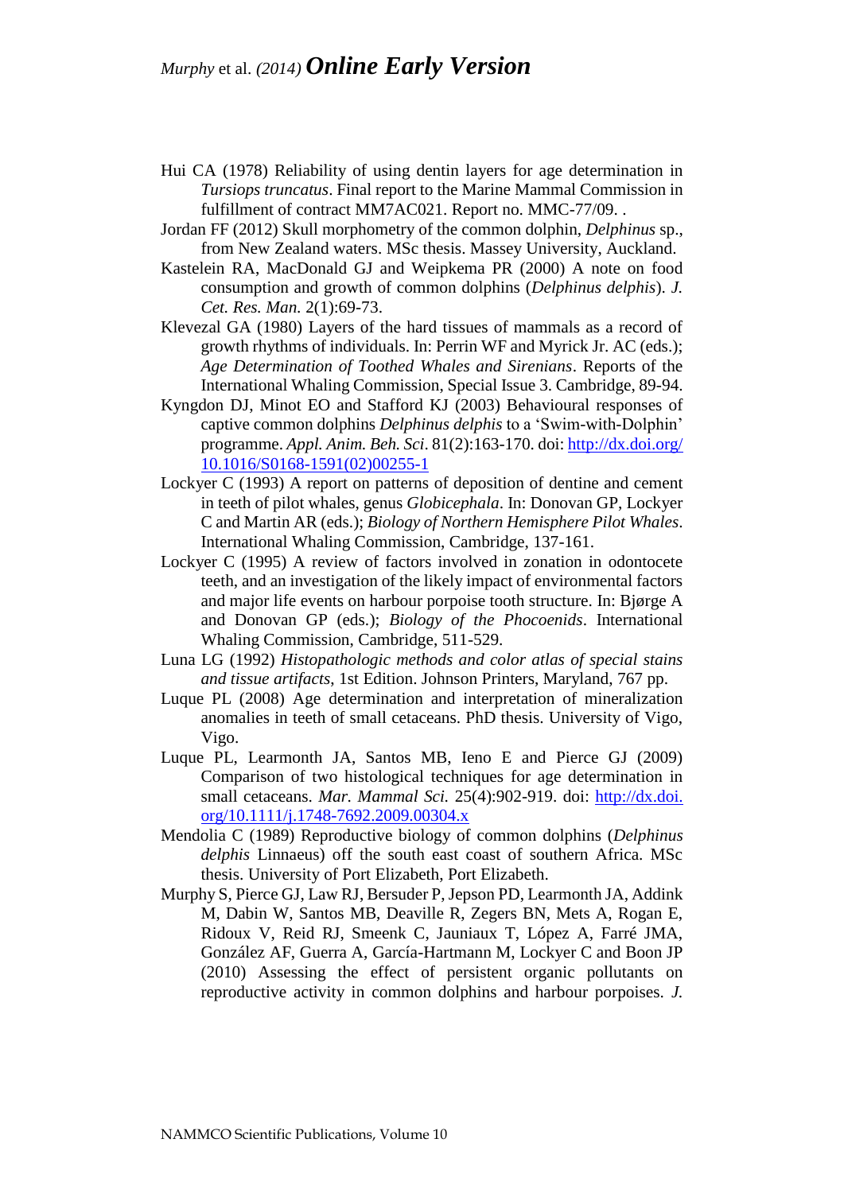Hui CA (1978) Reliability of using dentin layers for age determination in *Tursiops truncatus*. Final report to the Marine Mammal Commission in fulfillment of contract MM7AC021. Report no. MMC-77/09. .

Jordan FF (2012) Skull morphometry of the common dolphin, *Delphinus* sp., from New Zealand waters. MSc thesis. Massey University, Auckland.

Kastelein RA, MacDonald GJ and Weipkema PR (2000) A note on food consumption and growth of common dolphins (*Delphinus delphis*). *J. Cet. Res. Man.* 2(1):69-73.

Klevezal GA (1980) Layers of the hard tissues of mammals as a record of growth rhythms of individuals. In: Perrin WF and Myrick Jr. AC (eds.); *Age Determination of Toothed Whales and Sirenians*. Reports of the International Whaling Commission, Special Issue 3. Cambridge, 89-94.

Kyngdon DJ, Minot EO and Stafford KJ (2003) Behavioural responses of captive common dolphins *Delphinus delphis* to a 'Swim-with-Dolphin' programme. *Appl. Anim. Beh. Sci.* 81(2):163-170. doi: [http://dx.doi.org/10.1016/S0168-1591(02)00255-1](http://dx.doi.org/10.1016/S0168-1591(02)00255-1)

Lockyer C (1993) A report on patterns of deposition of dentine and cement in teeth of pilot whales, genus *Globicephala*. In: Donovan GP, Lockyer C and Martin AR (eds.); *Biology of Northern Hemisphere Pilot Whales*. International Whaling Commission, Cambridge, 137-161.

Lockyer C (1995) A review of factors involved in zonation in odontocete teeth, and an investigation of the likely impact of environmental factors and major life events on harbour porpoise tooth structure. In: Bjørge A and Donovan GP (eds.); *Biology of the Phocoenids*. International Whaling Commission, Cambridge, 511-529.

Luna LG (1992) *Histopathologic methods and color atlas of special stains and tissue artifacts*, 1st Edition. Johnson Printers, Maryland, 767 pp.

Luque PL (2008) Age determination and interpretation of mineralization anomalies in teeth of small cetaceans. PhD thesis. University of Vigo, Vigo.

Luque PL, Learmonth JA, Santos MB, Ieno E and Pierce GJ (2009) Comparison of two histological techniques for age determination in small cetaceans. *Mar. Mammal Sci.* 25(4):902-919. doi: [http://dx.doi.org/10.1111/j.1748-7692.2009.00304.x](http://dx.doi.org/10.1111/j.1748-7692.2009.00304.x)

Mendolia C (1989) Reproductive biology of common dolphins (*Delphinus delphis* Linnaeus) off the south east coast of southern Africa. MSc thesis. University of Port Elizabeth, Port Elizabeth.

Murphy S, Pierce GJ, Law RJ, Bersuder P, Jepson PD, Learmonth JA, Addink M, Dabin W, Santos MB, Deaville R, Zegers BN, Mets A, Rogan E, Ridoux V, Reid RJ, Smeenk C, Jauniaux T, López A, Farré JMA, González AF, Guerra A, García-Hartmann M, Lockyer C and Boon JP (2010) Assessing the effect of persistent organic pollutants on reproductive activity in common dolphins and harbour porpoises. *J.*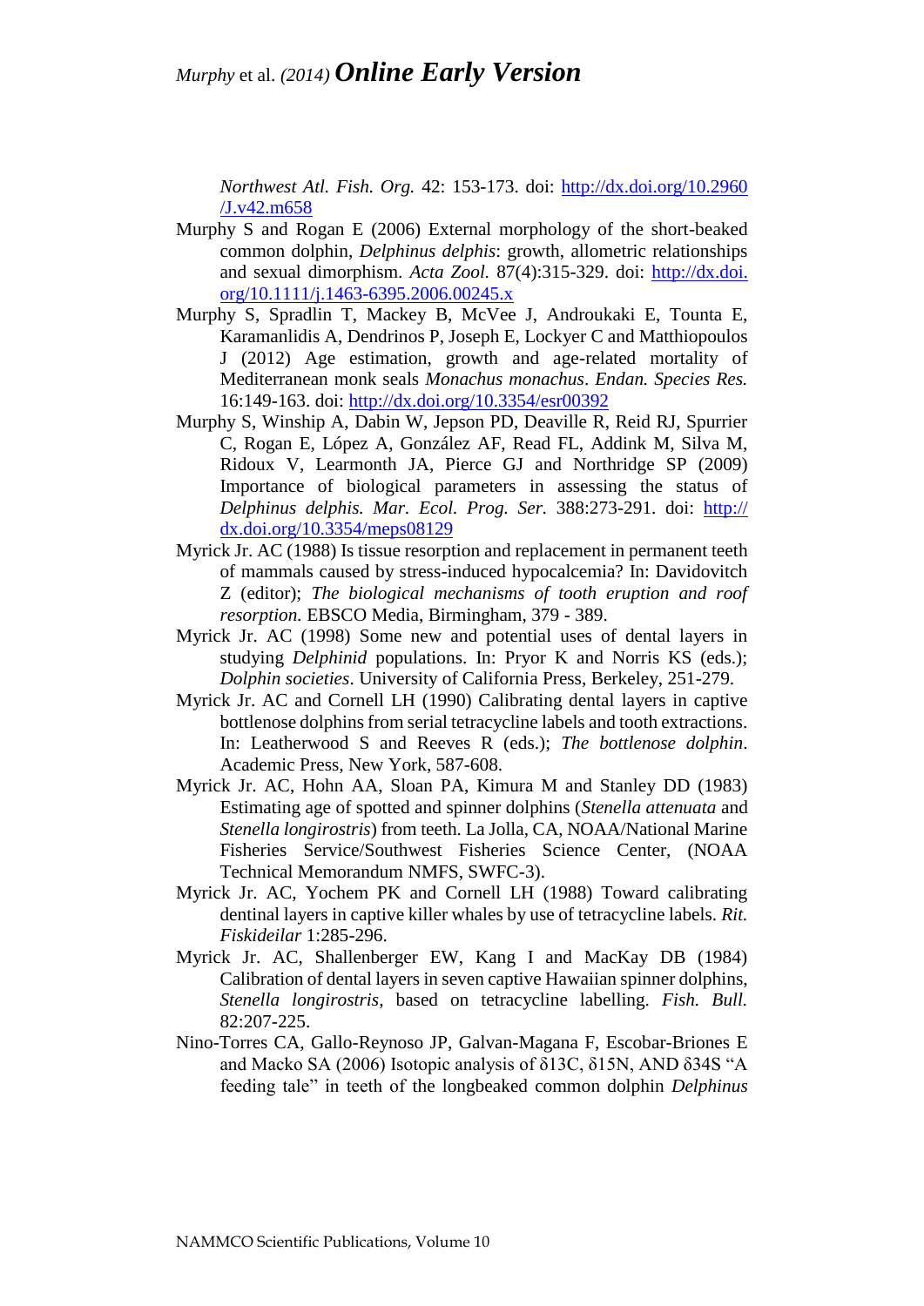*Northwest Atl. Fish. Org.* 42: 153-173. doi: http://dx.doi.org/10.2960/J.v42.m658

Murphy S and Rogan E (2006) External morphology of the short-beaked common dolphin, *Delphinus delphis*: growth, allometric relationships and sexual dimorphism. *Acta Zool.* 87(4):315-329. doi: http://dx.doi.org/10.1111/j.1463-6395.2006.00245.x

Murphy S, Spradlin T, Mackey B, McVee J, Androukaki E, Tounta E, Karamanlidis A, Dendrinos P, Joseph E, Lockyer C and Matthiopoulos J (2012) Age estimation, growth and age-related mortality of Mediterranean monk seals *Monachus monachus*. *Endan. Species Res.* 16:149-163. doi: http://dx.doi.org/10.3354/esr00392

Murphy S, Winship A, Dabin W, Jepson PD, Deaville R, Reid RJ, Spurrier C, Rogan E, López A, González AF, Read FL, Addink M, Silva M, Ridoux V, Learmonth JA, Pierce GJ and Northridge SP (2009) Importance of biological parameters in assessing the status of *Delphinus delphis. Mar. Ecol. Prog. Ser.* 388:273-291. doi: http://dx.doi.org/10.3354/meps08129

Myrick Jr. AC (1988) Is tissue resorption and replacement in permanent teeth of mammals caused by stress-induced hypocalcemia? In: Davidovitch Z (editor); *The biological mechanisms of tooth eruption and roof resorption.* EBSCO Media, Birmingham, 379 - 389.

Myrick Jr. AC (1998) Some new and potential uses of dental layers in studying *Delphinid* populations. In: Pryor K and Norris KS (eds.); *Dolphin societies*. University of California Press, Berkeley, 251-279.

Myrick Jr. AC and Cornell LH (1990) Calibrating dental layers in captive bottlenose dolphins from serial tetracycline labels and tooth extractions. In: Leatherwood S and Reeves R (eds.); *The bottlenose dolphin*. Academic Press, New York, 587-608.

Myrick Jr. AC, Hohn AA, Sloan PA, Kimura M and Stanley DD (1983) Estimating age of spotted and spinner dolphins (*Stenella attenuata* and *Stenella longirostris*) from teeth. La Jolla, CA, NOAA/National Marine Fisheries Service/Southwest Fisheries Science Center, (NOAA Technical Memorandum NMFS, SWFC-3).

Myrick Jr. AC, Yochem PK and Cornell LH (1988) Toward calibrating dentinal layers in captive killer whales by use of tetracycline labels. *Rit. Fiskideilar* 1:285-296.

Myrick Jr. AC, Shallenberger EW, Kang I and MacKay DB (1984) Calibration of dental layers in seven captive Hawaiian spinner dolphins, *Stenella longirostris*, based on tetracycline labelling. *Fish. Bull.* 82:207-225.

Nino-Torres CA, Gallo-Reynoso JP, Galvan-Magana F, Escobar-Briones E and Macko SA (2006) Isotopic analysis of δ13C, δ15N, AND δ34S "A feeding tale" in teeth of the longbeaked common dolphin *Delphinus*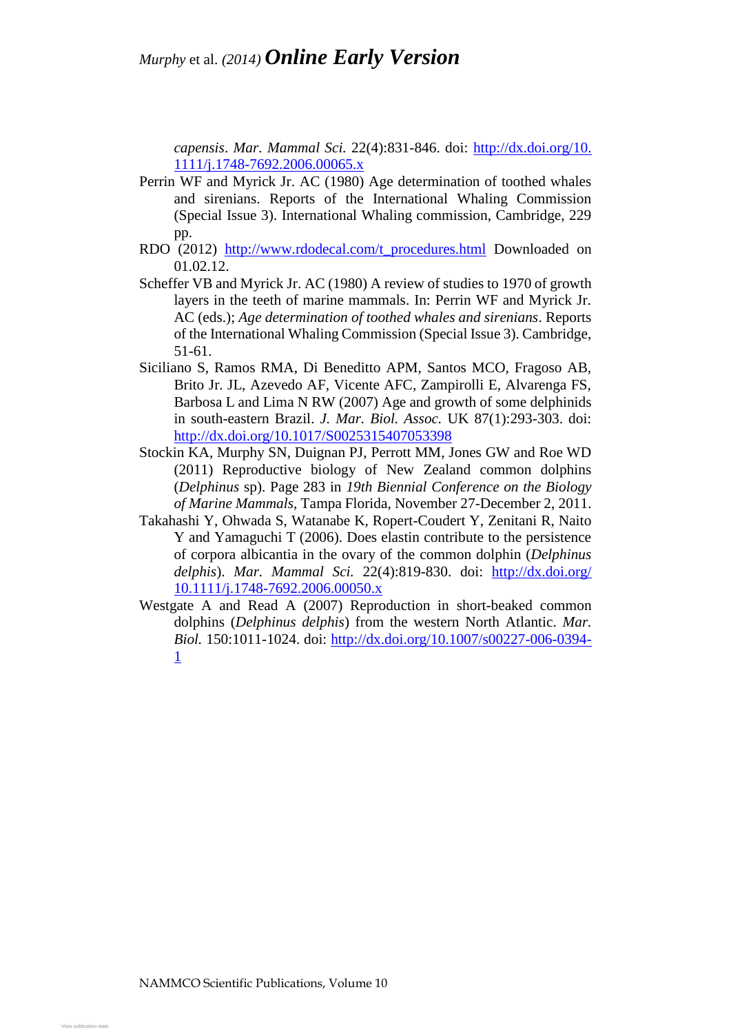*capensis*. *Mar. Mammal Sci.* 22(4):831-846. doi: http://dx.doi.org/10.1111/j.1748-7692.2006.00065.x

Perrin WF and Myrick Jr. AC (1980) Age determination of toothed whales and sirenians. Reports of the International Whaling Commission (Special Issue 3). International Whaling commission, Cambridge, 229 pp.

RDO (2012) http://www.rdodecal.com/t_procedures.html Downloaded on 01.02.12.

Scheffer VB and Myrick Jr. AC (1980) A review of studies to 1970 of growth layers in the teeth of marine mammals. In: Perrin WF and Myrick Jr. AC (eds.); *Age determination of toothed whales and sirenians*. Reports of the International Whaling Commission (Special Issue 3). Cambridge, 51-61.

Siciliano S, Ramos RMA, Di Beneditto APM, Santos MCO, Fragoso AB, Brito Jr. JL, Azevedo AF, Vicente AFC, Zampirolli E, Alvarenga FS, Barbosa L and Lima N RW (2007) Age and growth of some delphinids in south-eastern Brazil. *J. Mar. Biol. Assoc.* UK 87(1):293-303. doi: http://dx.doi.org/10.1017/S0025315407053398

Stockin KA, Murphy SN, Duignan PJ, Perrott MM, Jones GW and Roe WD (2011) Reproductive biology of New Zealand common dolphins (*Delphinus* sp). Page 283 in *19th Biennial Conference on the Biology of Marine Mammals*, Tampa Florida, November 27-December 2, 2011.

Takahashi Y, Ohwada S, Watanabe K, Ropert-Coudert Y, Zenitani R, Naito Y and Yamaguchi T (2006). Does elastin contribute to the persistence of corpora albicantia in the ovary of the common dolphin (*Delphinus delphis*). *Mar. Mammal Sci.* 22(4):819-830. doi: http://dx.doi.org/10.1111/j.1748-7692.2006.00050.x

Westgate A and Read A (2007) Reproduction in short-beaked common dolphins (*Delphinus delphis*) from the western North Atlantic. *Mar. Biol.* 150:1011-1024. doi: http://dx.doi.org/10.1007/s00227-006-0394-1